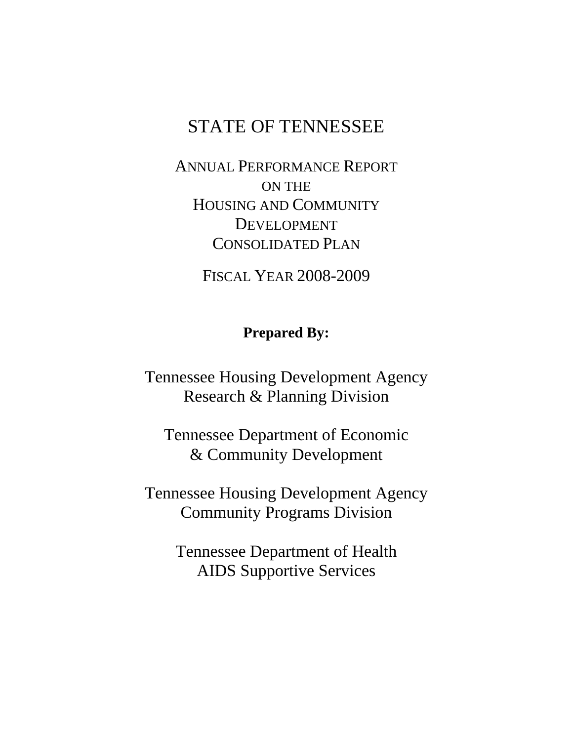# STATE OF TENNESSEE

## ANNUAL PERFORMANCE REPORT ON THE HOUSING AND COMMUNITY DEVELOPMENT CONSOLIDATED PLAN

## FISCAL YEAR 2008-2009

**Prepared By:**

Tennessee Housing Development Agency
Research & Planning Division

Tennessee Department of Economic
& Community Development

Tennessee Housing Development Agency
Community Programs Division

Tennessee Department of Health
AIDS Supportive Services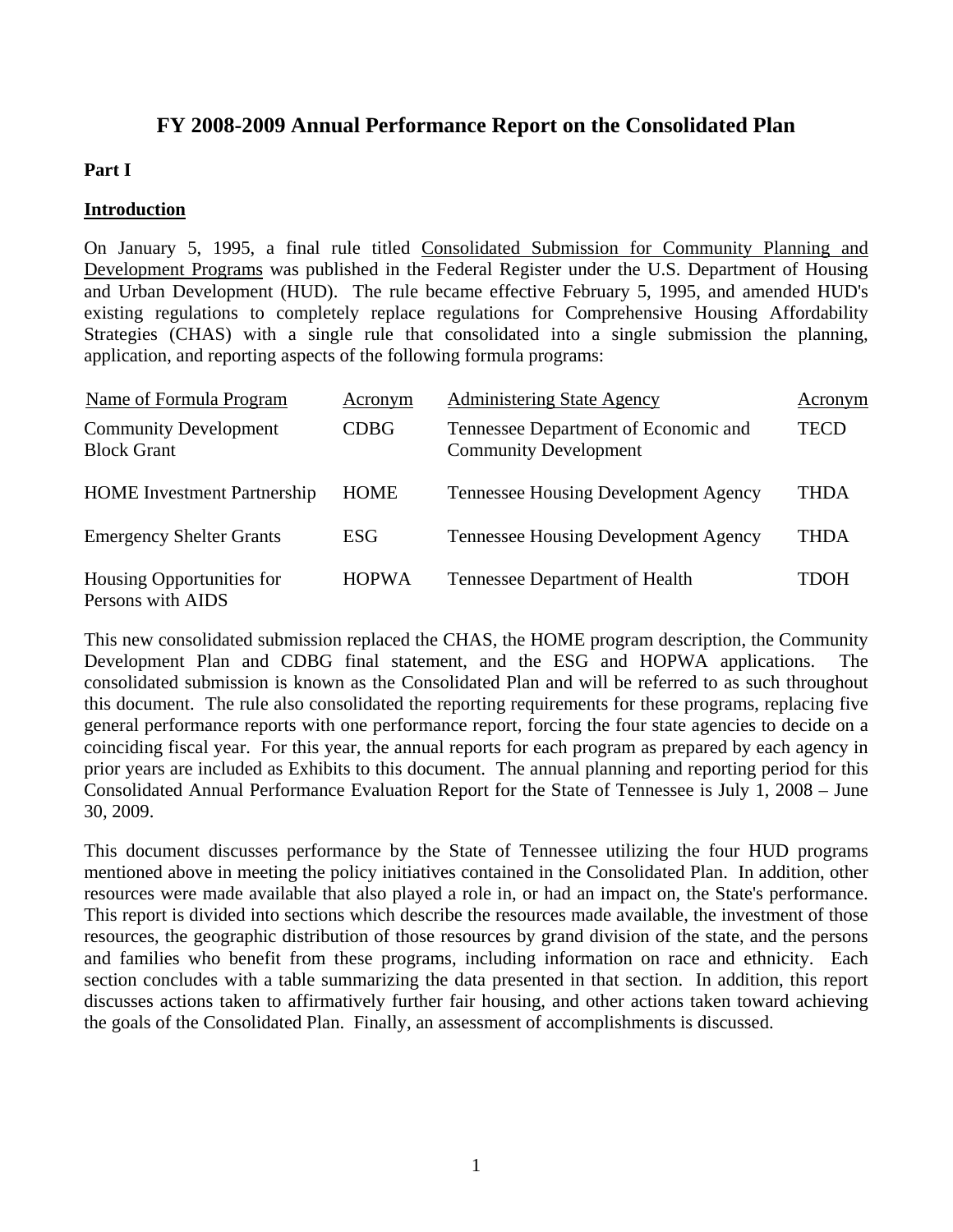# FY 2008-2009 Annual Performance Report on the Consolidated Plan

**Part I**

**Introduction**

On January 5, 1995, a final rule titled Consolidated Submission for Community Planning and Development Programs was published in the Federal Register under the U.S. Department of Housing and Urban Development (HUD). The rule became effective February 5, 1995, and amended HUD's existing regulations to completely replace regulations for Comprehensive Housing Affordability Strategies (CHAS) with a single rule that consolidated into a single submission the planning, application, and reporting aspects of the following formula programs:

| Name of Formula Program | Acronym | Administering State Agency | Acronym |
|---|---|---|---|
| Community Development Block Grant | CDBG | Tennessee Department of Economic and Community Development | TECD |
| HOME Investment Partnership | HOME | Tennessee Housing Development Agency | THDA |
| Emergency Shelter Grants | ESG | Tennessee Housing Development Agency | THDA |
| Housing Opportunities for Persons with AIDS | HOPWA | Tennessee Department of Health | TDOH |

This new consolidated submission replaced the CHAS, the HOME program description, the Community Development Plan and CDBG final statement, and the ESG and HOPWA applications. The consolidated submission is known as the Consolidated Plan and will be referred to as such throughout this document. The rule also consolidated the reporting requirements for these programs, replacing five general performance reports with one performance report, forcing the four state agencies to decide on a coinciding fiscal year. For this year, the annual reports for each program as prepared by each agency in prior years are included as Exhibits to this document. The annual planning and reporting period for this Consolidated Annual Performance Evaluation Report for the State of Tennessee is July 1, 2008 – June 30, 2009.

This document discusses performance by the State of Tennessee utilizing the four HUD programs mentioned above in meeting the policy initiatives contained in the Consolidated Plan. In addition, other resources were made available that also played a role in, or had an impact on, the State's performance. This report is divided into sections which describe the resources made available, the investment of those resources, the geographic distribution of those resources by grand division of the state, and the persons and families who benefit from these programs, including information on race and ethnicity. Each section concludes with a table summarizing the data presented in that section. In addition, this report discusses actions taken to affirmatively further fair housing, and other actions taken toward achieving the goals of the Consolidated Plan. Finally, an assessment of accomplishments is discussed.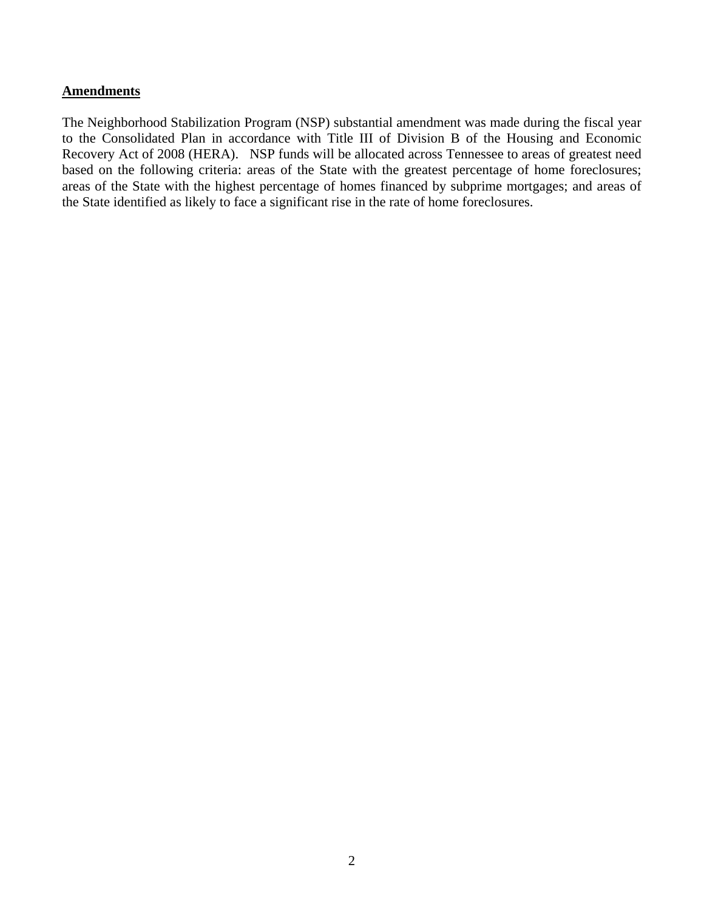## Amendments

The Neighborhood Stabilization Program (NSP) substantial amendment was made during the fiscal year to the Consolidated Plan in accordance with Title III of Division B of the Housing and Economic Recovery Act of 2008 (HERA). NSP funds will be allocated across Tennessee to areas of greatest need based on the following criteria: areas of the State with the greatest percentage of home foreclosures; areas of the State with the highest percentage of homes financed by subprime mortgages; and areas of the State identified as likely to face a significant rise in the rate of home foreclosures.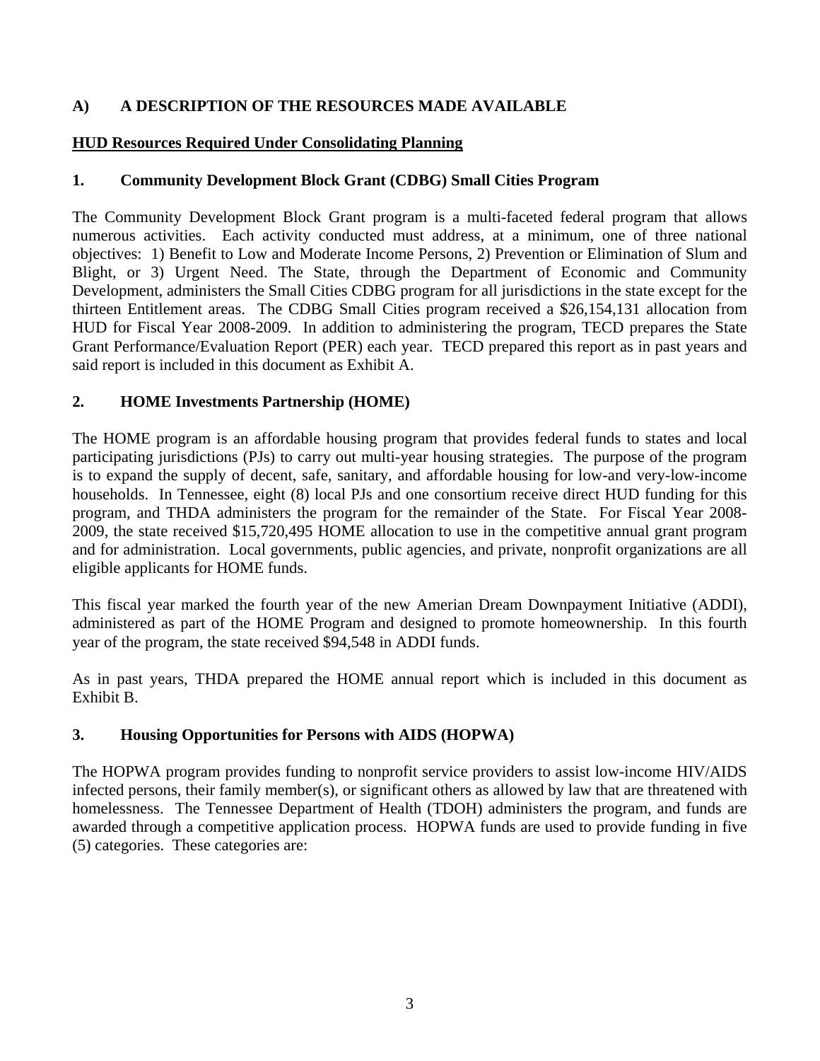## A) A DESCRIPTION OF THE RESOURCES MADE AVAILABLE

**HUD Resources Required Under Consolidating Planning**

### 1. Community Development Block Grant (CDBG) Small Cities Program

The Community Development Block Grant program is a multi-faceted federal program that allows numerous activities. Each activity conducted must address, at a minimum, one of three national objectives: 1) Benefit to Low and Moderate Income Persons, 2) Prevention or Elimination of Slum and Blight, or 3) Urgent Need. The State, through the Department of Economic and Community Development, administers the Small Cities CDBG program for all jurisdictions in the state except for the thirteen Entitlement areas. The CDBG Small Cities program received a $26,154,131 allocation from HUD for Fiscal Year 2008-2009. In addition to administering the program, TECD prepares the State Grant Performance/Evaluation Report (PER) each year. TECD prepared this report as in past years and said report is included in this document as Exhibit A.

### 2. HOME Investments Partnership (HOME)

The HOME program is an affordable housing program that provides federal funds to states and local participating jurisdictions (PJs) to carry out multi-year housing strategies. The purpose of the program is to expand the supply of decent, safe, sanitary, and affordable housing for low-and very-low-income households. In Tennessee, eight (8) local PJs and one consortium receive direct HUD funding for this program, and THDA administers the program for the remainder of the State. For Fiscal Year 2008-2009, the state received $15,720,495 HOME allocation to use in the competitive annual grant program and for administration. Local governments, public agencies, and private, nonprofit organizations are all eligible applicants for HOME funds.

This fiscal year marked the fourth year of the new Amerian Dream Downpayment Initiative (ADDI), administered as part of the HOME Program and designed to promote homeownership. In this fourth year of the program, the state received $94,548 in ADDI funds.

As in past years, THDA prepared the HOME annual report which is included in this document as Exhibit B.

### 3. Housing Opportunities for Persons with AIDS (HOPWA)

The HOPWA program provides funding to nonprofit service providers to assist low-income HIV/AIDS infected persons, their family member(s), or significant others as allowed by law that are threatened with homelessness. The Tennessee Department of Health (TDOH) administers the program, and funds are awarded through a competitive application process. HOPWA funds are used to provide funding in five (5) categories. These categories are: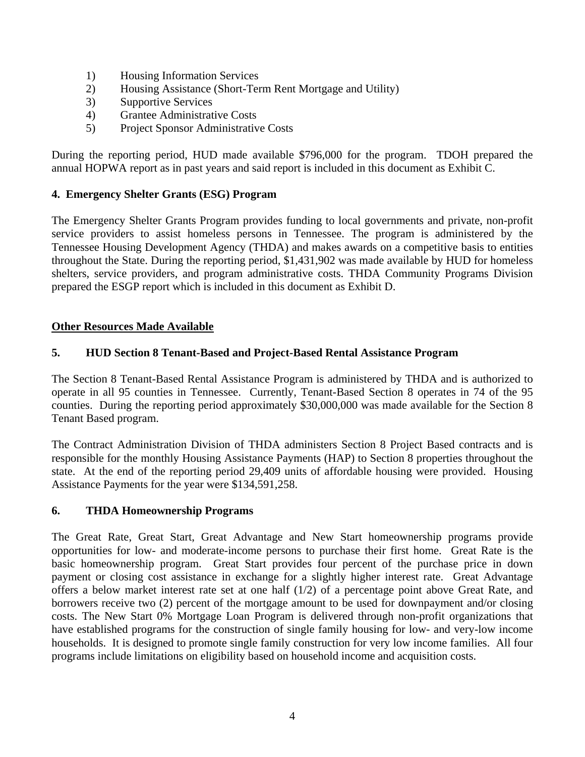1) Housing Information Services
2) Housing Assistance (Short-Term Rent Mortgage and Utility)
3) Supportive Services
4) Grantee Administrative Costs
5) Project Sponsor Administrative Costs

During the reporting period, HUD made available $796,000 for the program. TDOH prepared the annual HOPWA report as in past years and said report is included in this document as Exhibit C.

**4. Emergency Shelter Grants (ESG) Program**

The Emergency Shelter Grants Program provides funding to local governments and private, non-profit service providers to assist homeless persons in Tennessee. The program is administered by the Tennessee Housing Development Agency (THDA) and makes awards on a competitive basis to entities throughout the State. During the reporting period, $1,431,902 was made available by HUD for homeless shelters, service providers, and program administrative costs. THDA Community Programs Division prepared the ESGP report which is included in this document as Exhibit D.

**Other Resources Made Available**

**5. HUD Section 8 Tenant-Based and Project-Based Rental Assistance Program**

The Section 8 Tenant-Based Rental Assistance Program is administered by THDA and is authorized to operate in all 95 counties in Tennessee. Currently, Tenant-Based Section 8 operates in 74 of the 95 counties. During the reporting period approximately $30,000,000 was made available for the Section 8 Tenant Based program.

The Contract Administration Division of THDA administers Section 8 Project Based contracts and is responsible for the monthly Housing Assistance Payments (HAP) to Section 8 properties throughout the state. At the end of the reporting period 29,409 units of affordable housing were provided. Housing Assistance Payments for the year were $134,591,258.

**6. THDA Homeownership Programs**

The Great Rate, Great Start, Great Advantage and New Start homeownership programs provide opportunities for low- and moderate-income persons to purchase their first home. Great Rate is the basic homeownership program. Great Start provides four percent of the purchase price in down payment or closing cost assistance in exchange for a slightly higher interest rate. Great Advantage offers a below market interest rate set at one half (1/2) of a percentage point above Great Rate, and borrowers receive two (2) percent of the mortgage amount to be used for downpayment and/or closing costs. The New Start 0% Mortgage Loan Program is delivered through non-profit organizations that have established programs for the construction of single family housing for low- and very-low income households. It is designed to promote single family construction for very low income families. All four programs include limitations on eligibility based on household income and acquisition costs.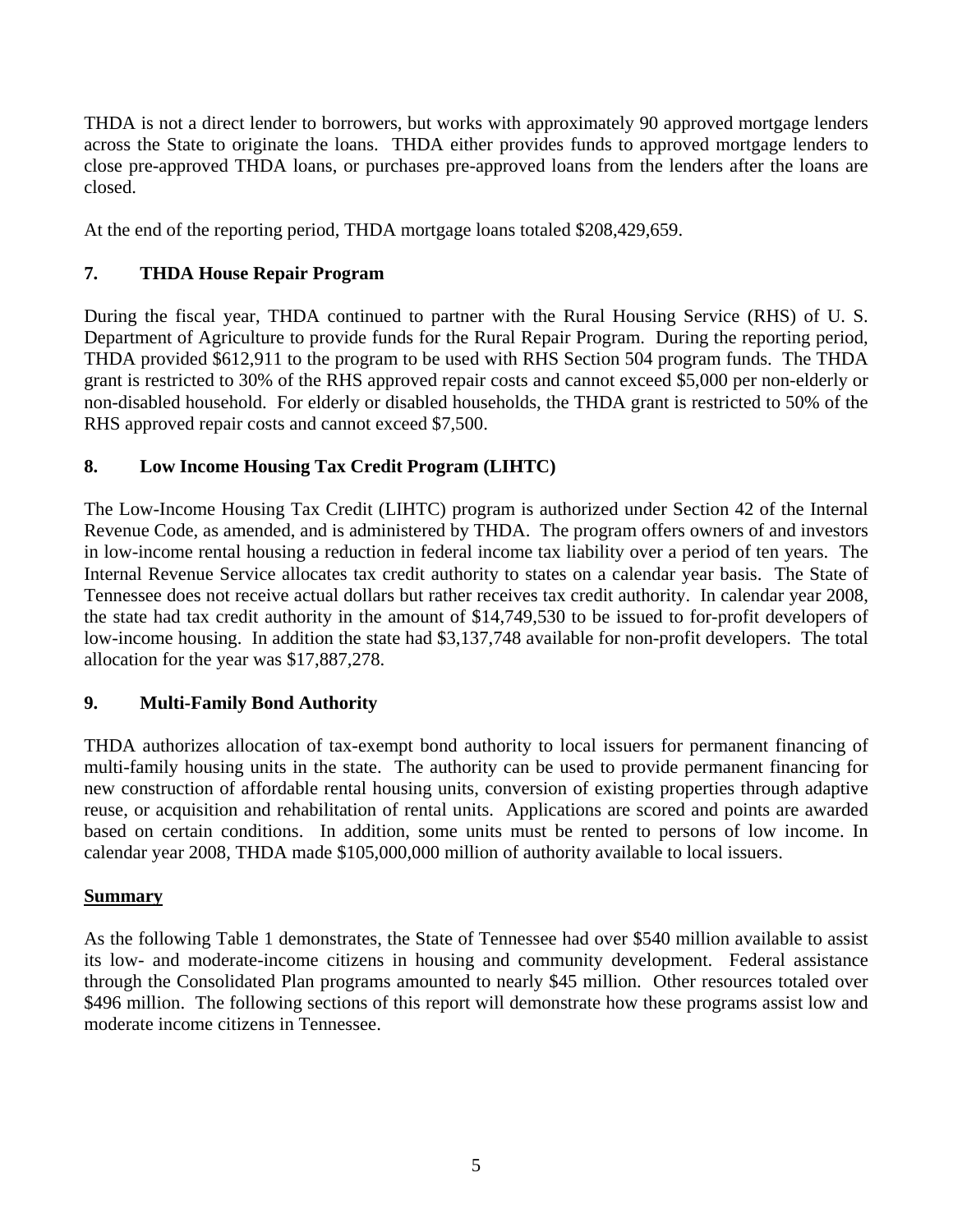THDA is not a direct lender to borrowers, but works with approximately 90 approved mortgage lenders across the State to originate the loans. THDA either provides funds to approved mortgage lenders to close pre-approved THDA loans, or purchases pre-approved loans from the lenders after the loans are closed.

At the end of the reporting period, THDA mortgage loans totaled $208,429,659.

## 7. THDA House Repair Program

During the fiscal year, THDA continued to partner with the Rural Housing Service (RHS) of U. S. Department of Agriculture to provide funds for the Rural Repair Program. During the reporting period, THDA provided $612,911 to the program to be used with RHS Section 504 program funds. The THDA grant is restricted to 30% of the RHS approved repair costs and cannot exceed $5,000 per non-elderly or non-disabled household. For elderly or disabled households, the THDA grant is restricted to 50% of the RHS approved repair costs and cannot exceed $7,500.

## 8. Low Income Housing Tax Credit Program (LIHTC)

The Low-Income Housing Tax Credit (LIHTC) program is authorized under Section 42 of the Internal Revenue Code, as amended, and is administered by THDA. The program offers owners of and investors in low-income rental housing a reduction in federal income tax liability over a period of ten years. The Internal Revenue Service allocates tax credit authority to states on a calendar year basis. The State of Tennessee does not receive actual dollars but rather receives tax credit authority. In calendar year 2008, the state had tax credit authority in the amount of $14,749,530 to be issued to for-profit developers of low-income housing. In addition the state had $3,137,748 available for non-profit developers. The total allocation for the year was $17,887,278.

## 9. Multi-Family Bond Authority

THDA authorizes allocation of tax-exempt bond authority to local issuers for permanent financing of multi-family housing units in the state. The authority can be used to provide permanent financing for new construction of affordable rental housing units, conversion of existing properties through adaptive reuse, or acquisition and rehabilitation of rental units. Applications are scored and points are awarded based on certain conditions. In addition, some units must be rented to persons of low income. In calendar year 2008, THDA made $105,000,000 million of authority available to local issuers.

## Summary

As the following Table 1 demonstrates, the State of Tennessee had over $540 million available to assist its low- and moderate-income citizens in housing and community development. Federal assistance through the Consolidated Plan programs amounted to nearly $45 million. Other resources totaled over $496 million. The following sections of this report will demonstrate how these programs assist low and moderate income citizens in Tennessee.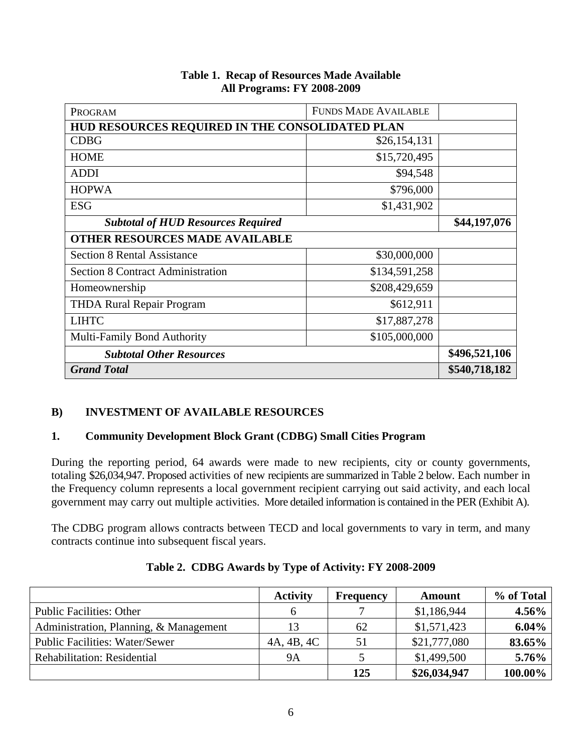**Table 1. Recap of Resources Made Available**
**All Programs: FY 2008-2009**

| PROGRAM | FUNDS MADE AVAILABLE | |
|---|---|---|
| **HUD RESOURCES REQUIRED IN THE CONSOLIDATED PLAN** | | |
| CDBG | $26,154,131 | |
| HOME | $15,720,495 | |
| ADDI | $94,548 | |
| HOPWA | $796,000 | |
| ESG | $1,431,902 | |
| ***Subtotal of HUD Resources Required*** | | **$44,197,076** |
| **OTHER RESOURCES MADE AVAILABLE** | | |
| Section 8 Rental Assistance | $30,000,000 | |
| Section 8 Contract Administration | $134,591,258 | |
| Homeownership | $208,429,659 | |
| THDA Rural Repair Program | $612,911 | |
| LIHTC | $17,887,278 | |
| Multi-Family Bond Authority | $105,000,000 | |
| ***Subtotal Other Resources*** | | **$496,521,106** |
| ***Grand Total*** | | **$540,718,182** |

## B) INVESTMENT OF AVAILABLE RESOURCES

### 1. Community Development Block Grant (CDBG) Small Cities Program

During the reporting period, 64 awards were made to new recipients, city or county governments, totaling $26,034,947. Proposed activities of new recipients are summarized in Table 2 below. Each number in the Frequency column represents a local government recipient carrying out said activity, and each local government may carry out multiple activities. More detailed information is contained in the PER (Exhibit A).

The CDBG program allows contracts between TECD and local governments to vary in term, and many contracts continue into subsequent fiscal years.

**Table 2. CDBG Awards by Type of Activity: FY 2008-2009**

| | Activity | Frequency | Amount | % of Total |
|---|---|---|---|---|
| Public Facilities: Other | 6 | 7 | $1,186,944 | **4.56%** |
| Administration, Planning, & Management | 13 | 62 | $1,571,423 | **6.04%** |
| Public Facilities: Water/Sewer | 4A, 4B, 4C | 51 | $21,777,080 | **83.65%** |
| Rehabilitation: Residential | 9A | 5 | $1,499,500 | **5.76%** |
| | | **125** | **$26,034,947** | **100.00%** |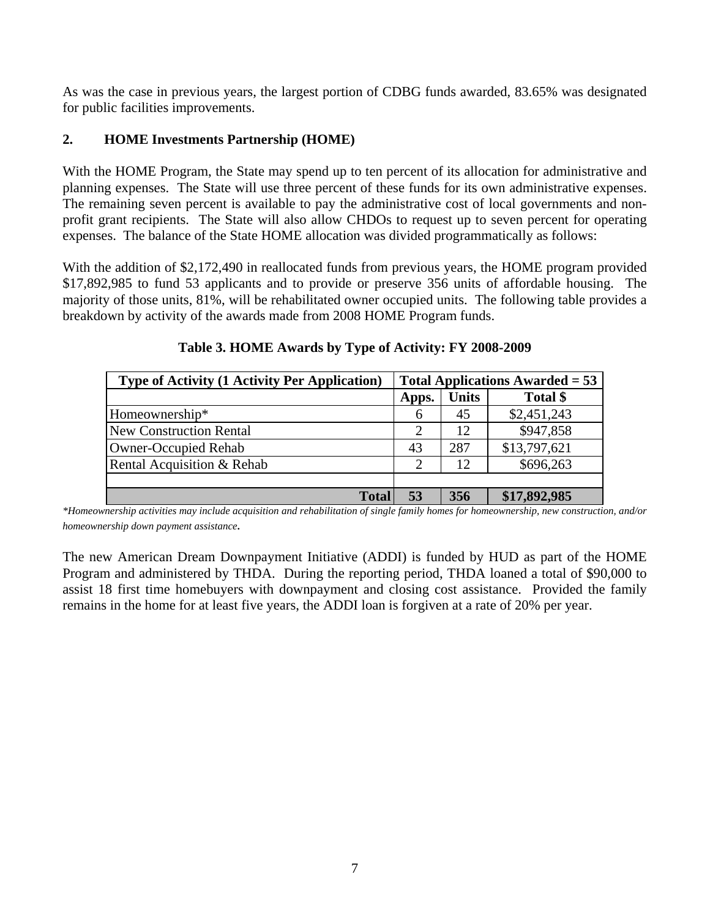As was the case in previous years, the largest portion of CDBG funds awarded, 83.65% was designated for public facilities improvements.

## 2. HOME Investments Partnership (HOME)

With the HOME Program, the State may spend up to ten percent of its allocation for administrative and planning expenses. The State will use three percent of these funds for its own administrative expenses. The remaining seven percent is available to pay the administrative cost of local governments and non-profit grant recipients. The State will also allow CHDOs to request up to seven percent for operating expenses. The balance of the State HOME allocation was divided programmatically as follows:

With the addition of $2,172,490 in reallocated funds from previous years, the HOME program provided $17,892,985 to fund 53 applicants and to provide or preserve 356 units of affordable housing. The majority of those units, 81%, will be rehabilitated owner occupied units. The following table provides a breakdown by activity of the awards made from 2008 HOME Program funds.

**Table 3. HOME Awards by Type of Activity: FY 2008-2009**

| Type of Activity (1 Activity Per Application) | Total Applications Awarded = 53 | | |
|---|---|---|---|
| | Apps. | Units | Total $ |
| Homeownership* | 6 | 45 | $2,451,243 |
| New Construction Rental | 2 | 12 | $947,858 |
| Owner-Occupied Rehab | 43 | 287 | $13,797,621 |
| Rental Acquisition & Rehab | 2 | 12 | $696,263 |
| | | | |
| **Total** | **53** | **356** | **$17,892,985** |

*\*Homeownership activities may include acquisition and rehabilitation of single family homes for homeownership, new construction, and/or homeownership down payment assistance.*

The new American Dream Downpayment Initiative (ADDI) is funded by HUD as part of the HOME Program and administered by THDA. During the reporting period, THDA loaned a total of $90,000 to assist 18 first time homebuyers with downpayment and closing cost assistance. Provided the family remains in the home for at least five years, the ADDI loan is forgiven at a rate of 20% per year.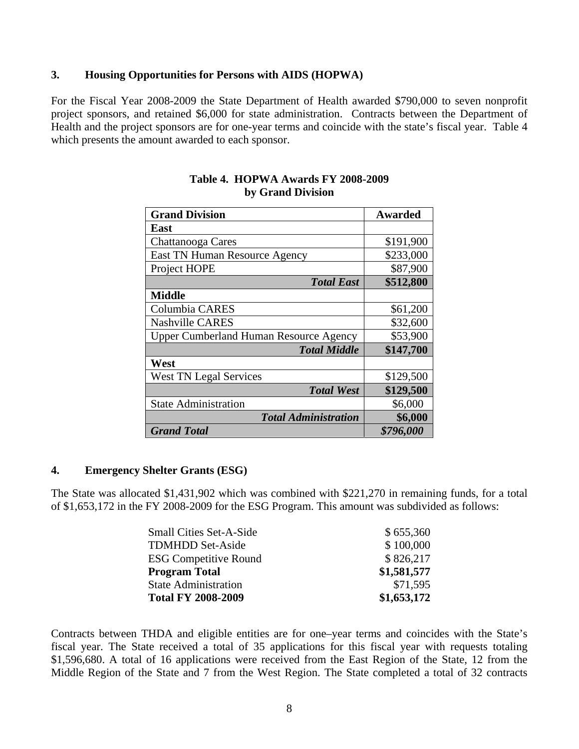### 3. Housing Opportunities for Persons with AIDS (HOPWA)

For the Fiscal Year 2008-2009 the State Department of Health awarded $790,000 to seven nonprofit project sponsors, and retained $6,000 for state administration. Contracts between the Department of Health and the project sponsors are for one-year terms and coincide with the state's fiscal year. Table 4 which presents the amount awarded to each sponsor.

**Table 4. HOPWA Awards FY 2008-2009 by Grand Division**

| Grand Division | Awarded |
|---|---|
| **East** | |
| Chattanooga Cares | $191,900 |
| East TN Human Resource Agency | $233,000 |
| Project HOPE | $87,900 |
| ***Total East*** | **$512,800** |
| **Middle** | |
| Columbia CARES | $61,200 |
| Nashville CARES | $32,600 |
| Upper Cumberland Human Resource Agency | $53,900 |
| ***Total Middle*** | **$147,700** |
| **West** | |
| West TN Legal Services | $129,500 |
| ***Total West*** | **$129,500** |
| State Administration | $6,000 |
| ***Total Administration*** | **$6,000** |
| ***Grand Total*** | ***$796,000*** |

### 4. Emergency Shelter Grants (ESG)

The State was allocated $1,431,902 which was combined with $221,270 in remaining funds, for a total of $1,653,172 in the FY 2008-2009 for the ESG Program. This amount was subdivided as follows:

| | |
|---|---|
| Small Cities Set-A-Side | $ 655,360 |
| TDMHDD Set-Aside | $ 100,000 |
| ESG Competitive Round | $ 826,217 |
| **Program Total** | **$1,581,577** |
| State Administration | $71,595 |
| **Total FY 2008-2009** | **$1,653,172** |

Contracts between THDA and eligible entities are for one–year terms and coincides with the State's fiscal year. The State received a total of 35 applications for this fiscal year with requests totaling $1,596,680. A total of 16 applications were received from the East Region of the State, 12 from the Middle Region of the State and 7 from the West Region. The State completed a total of 32 contracts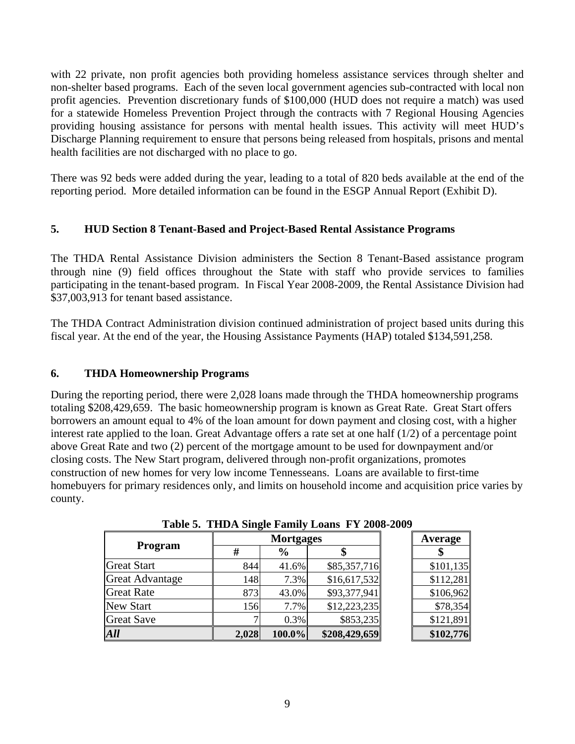with 22 private, non profit agencies both providing homeless assistance services through shelter and non-shelter based programs. Each of the seven local government agencies sub-contracted with local non profit agencies. Prevention discretionary funds of $100,000 (HUD does not require a match) was used for a statewide Homeless Prevention Project through the contracts with 7 Regional Housing Agencies providing housing assistance for persons with mental health issues. This activity will meet HUD's Discharge Planning requirement to ensure that persons being released from hospitals, prisons and mental health facilities are not discharged with no place to go.

There was 92 beds were added during the year, leading to a total of 820 beds available at the end of the reporting period. More detailed information can be found in the ESGP Annual Report (Exhibit D).

## 5. HUD Section 8 Tenant-Based and Project-Based Rental Assistance Programs

The THDA Rental Assistance Division administers the Section 8 Tenant-Based assistance program through nine (9) field offices throughout the State with staff who provide services to families participating in the tenant-based program. In Fiscal Year 2008-2009, the Rental Assistance Division had $37,003,913 for tenant based assistance.

The THDA Contract Administration division continued administration of project based units during this fiscal year. At the end of the year, the Housing Assistance Payments (HAP) totaled $134,591,258.

## 6. THDA Homeownership Programs

During the reporting period, there were 2,028 loans made through the THDA homeownership programs totaling $208,429,659. The basic homeownership program is known as Great Rate. Great Start offers borrowers an amount equal to 4% of the loan amount for down payment and closing cost, with a higher interest rate applied to the loan. Great Advantage offers a rate set at one half (1/2) of a percentage point above Great Rate and two (2) percent of the mortgage amount to be used for downpayment and/or closing costs. The New Start program, delivered through non-profit organizations, promotes construction of new homes for very low income Tennesseans. Loans are available to first-time homebuyers for primary residences only, and limits on household income and acquisition price varies by county.

**Table 5. THDA Single Family Loans FY 2008-2009**

| Program | Mortgages | | | Average |
|---|---|---|---|---|
| | # | % | $ | $ |
| Great Start | 844 | 41.6% | $85,357,716 | $101,135 |
| Great Advantage | 148 | 7.3% | $16,617,532 | $112,281 |
| Great Rate | 873 | 43.0% | $93,377,941 | $106,962 |
| New Start | 156 | 7.7% | $12,223,235 | $78,354 |
| Great Save | 7 | 0.3% | $853,235 | $121,891 |
| ***All*** | **2,028** | **100.0%** | **$208,429,659** | **$102,776** |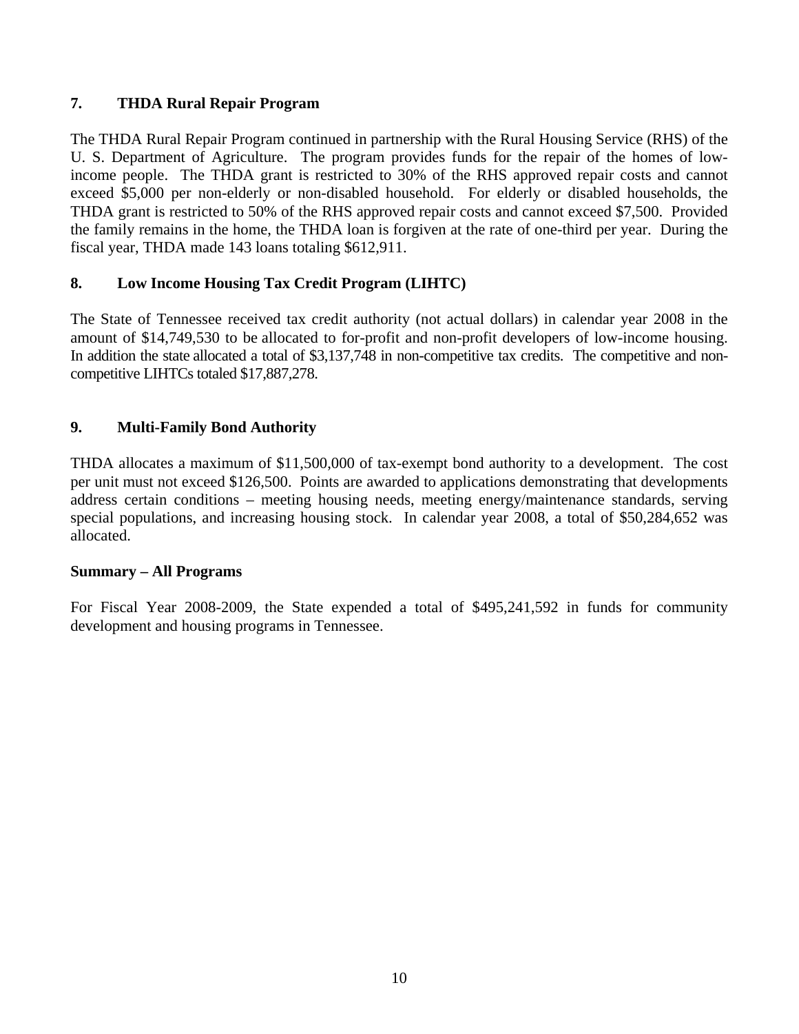### 7. THDA Rural Repair Program

The THDA Rural Repair Program continued in partnership with the Rural Housing Service (RHS) of the U. S. Department of Agriculture. The program provides funds for the repair of the homes of low-income people. The THDA grant is restricted to 30% of the RHS approved repair costs and cannot exceed $5,000 per non-elderly or non-disabled household. For elderly or disabled households, the THDA grant is restricted to 50% of the RHS approved repair costs and cannot exceed $7,500. Provided the family remains in the home, the THDA loan is forgiven at the rate of one-third per year. During the fiscal year, THDA made 143 loans totaling $612,911.

### 8. Low Income Housing Tax Credit Program (LIHTC)

The State of Tennessee received tax credit authority (not actual dollars) in calendar year 2008 in the amount of $14,749,530 to be allocated to for-profit and non-profit developers of low-income housing. In addition the state allocated a total of $3,137,748 in non-competitive tax credits. The competitive and non-competitive LIHTCs totaled $17,887,278.

### 9. Multi-Family Bond Authority

THDA allocates a maximum of $11,500,000 of tax-exempt bond authority to a development. The cost per unit must not exceed $126,500. Points are awarded to applications demonstrating that developments address certain conditions – meeting housing needs, meeting energy/maintenance standards, serving special populations, and increasing housing stock. In calendar year 2008, a total of $50,284,652 was allocated.

### Summary – All Programs

For Fiscal Year 2008-2009, the State expended a total of $495,241,592 in funds for community development and housing programs in Tennessee.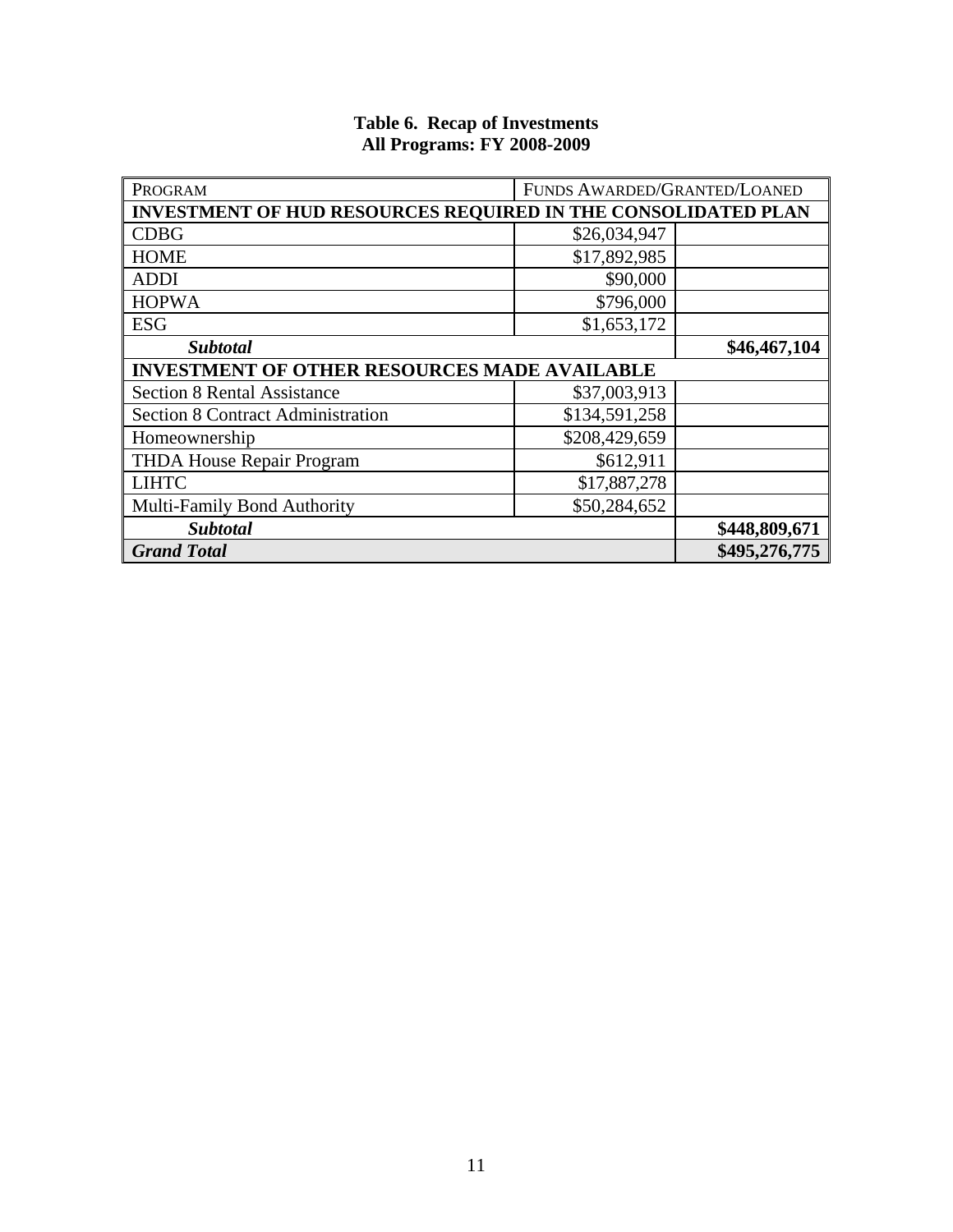**Table 6. Recap of Investments**
**All Programs: FY 2008-2009**

| PROGRAM | FUNDS AWARDED/GRANTED/LOANED | |
|---|---|---|
| **INVESTMENT OF HUD RESOURCES REQUIRED IN THE CONSOLIDATED PLAN** | | |
| CDBG | $26,034,947 | |
| HOME | $17,892,985 | |
| ADDI | $90,000 | |
| HOPWA | $796,000 | |
| ESG | $1,653,172 | |
| ***Subtotal*** | | **$46,467,104** |
| **INVESTMENT OF OTHER RESOURCES MADE AVAILABLE** | | |
| Section 8 Rental Assistance | $37,003,913 | |
| Section 8 Contract Administration | $134,591,258 | |
| Homeownership | $208,429,659 | |
| THDA House Repair Program | $612,911 | |
| LIHTC | $17,887,278 | |
| Multi-Family Bond Authority | $50,284,652 | |
| ***Subtotal*** | | **$448,809,671** |
| ***Grand Total*** | | **$495,276,775** |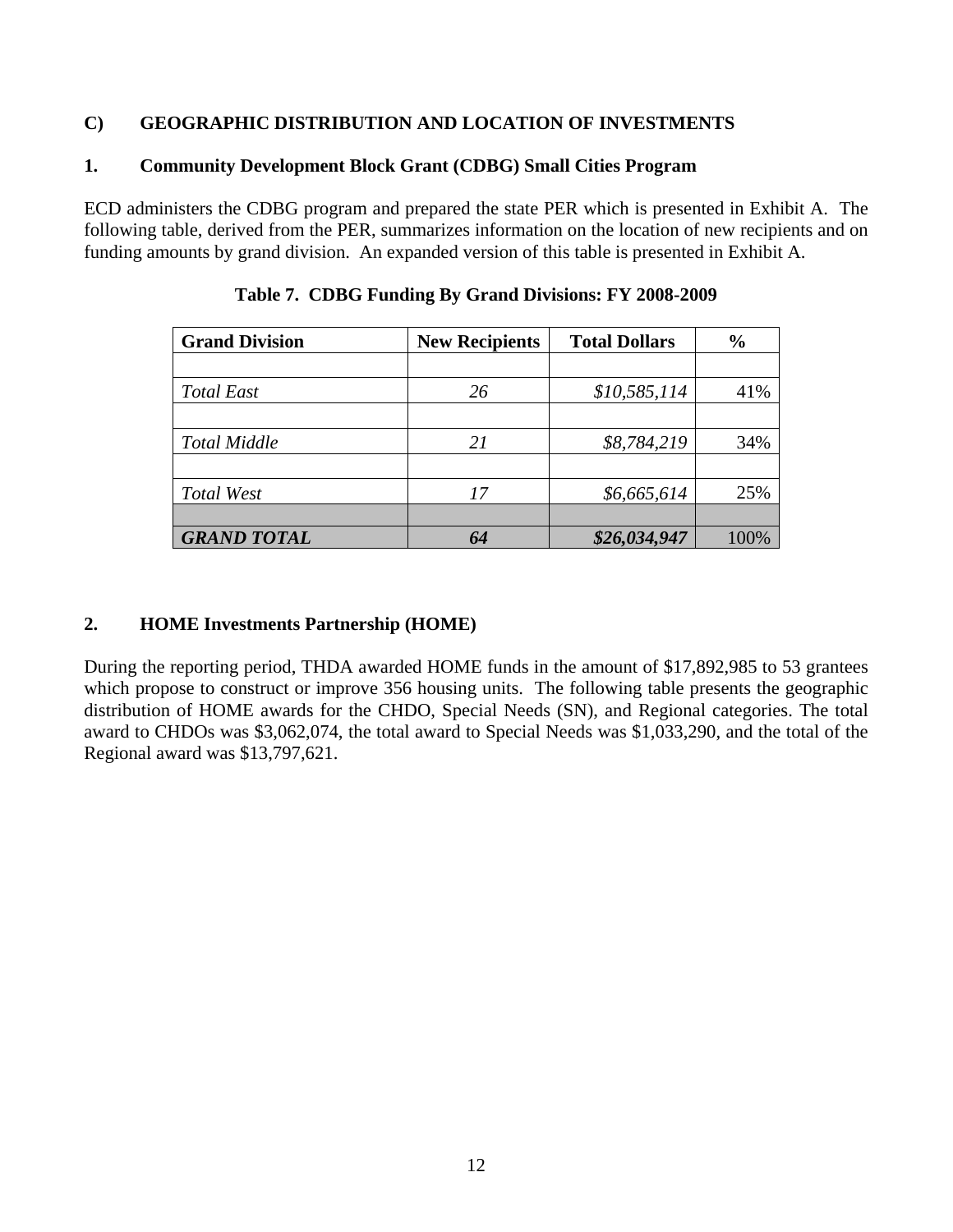## C) GEOGRAPHIC DISTRIBUTION AND LOCATION OF INVESTMENTS

### 1. Community Development Block Grant (CDBG) Small Cities Program

ECD administers the CDBG program and prepared the state PER which is presented in Exhibit A. The following table, derived from the PER, summarizes information on the location of new recipients and on funding amounts by grand division. An expanded version of this table is presented in Exhibit A.

**Table 7. CDBG Funding By Grand Divisions: FY 2008-2009**

| Grand Division | New Recipients | Total Dollars | % |
|---|---|---|---|
| | | | |
| *Total East* | *26* | *$10,585,114* | 41% |
| | | | |
| *Total Middle* | *21* | *$8,784,219* | 34% |
| | | | |
| *Total West* | *17* | *$6,665,614* | 25% |
| | | | |
| ***GRAND TOTAL*** | ***64*** | ***$26,034,947*** | 100% |

### 2. HOME Investments Partnership (HOME)

During the reporting period, THDA awarded HOME funds in the amount of $17,892,985 to 53 grantees which propose to construct or improve 356 housing units. The following table presents the geographic distribution of HOME awards for the CHDO, Special Needs (SN), and Regional categories. The total award to CHDOs was $3,062,074, the total award to Special Needs was $1,033,290, and the total of the Regional award was $13,797,621.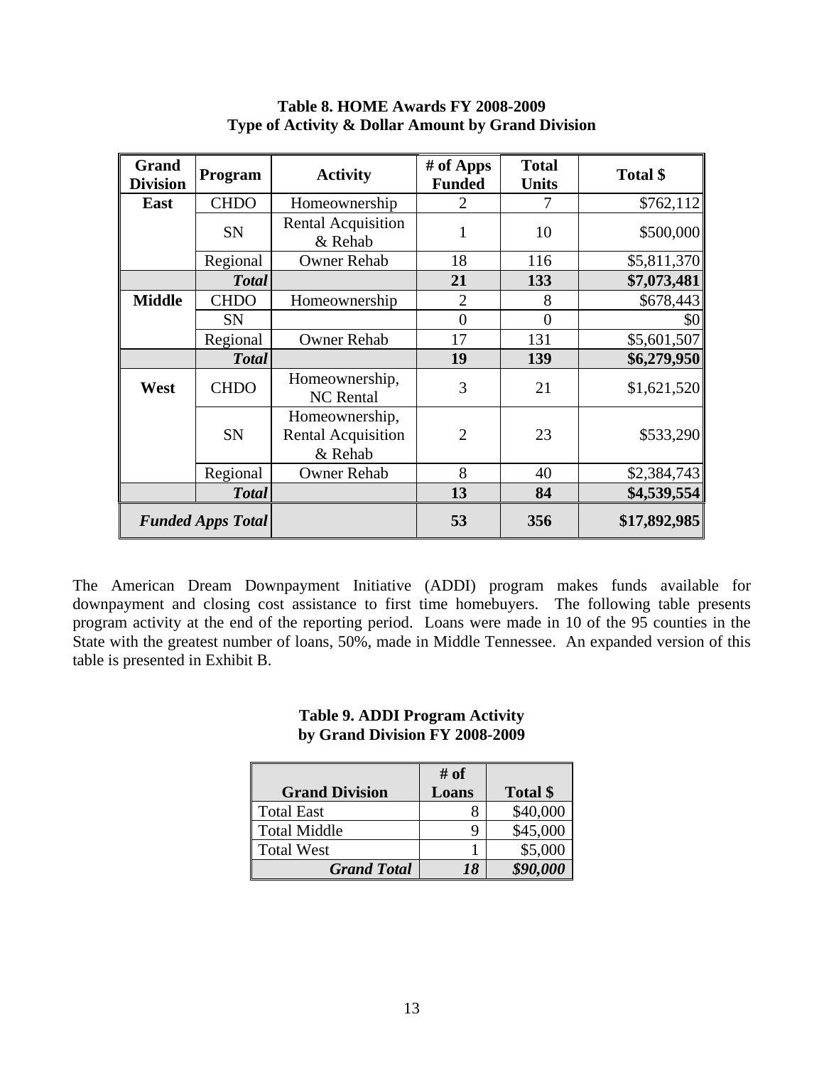**Table 8. HOME Awards FY 2008-2009**
**Type of Activity & Dollar Amount by Grand Division**

| Grand Division | Program | Activity | # of Apps Funded | Total Units | Total $ |
|---|---|---|---|---|---|
| **East** | CHDO | Homeownership | 2 | 7 | $762,112 |
| | SN | Rental Acquisition & Rehab | 1 | 10 | $500,000 |
| | Regional | Owner Rehab | 18 | 116 | $5,811,370 |
| | ***Total*** | | **21** | **133** | **$7,073,481** |
| **Middle** | CHDO | Homeownership | 2 | 8 | $678,443 |
| | SN | | 0 | 0 | $0 |
| | Regional | Owner Rehab | 17 | 131 | $5,601,507 |
| | ***Total*** | | **19** | **139** | **$6,279,950** |
| **West** | CHDO | Homeownership, NC Rental | 3 | 21 | $1,621,520 |
| | SN | Homeownership, Rental Acquisition & Rehab | 2 | 23 | $533,290 |
| | Regional | Owner Rehab | 8 | 40 | $2,384,743 |
| | ***Total*** | | **13** | **84** | **$4,539,554** |
| ***Funded Apps Total*** | | | **53** | **356** | **$17,892,985** |

The American Dream Downpayment Initiative (ADDI) program makes funds available for downpayment and closing cost assistance to first time homebuyers. The following table presents program activity at the end of the reporting period. Loans were made in 10 of the 95 counties in the State with the greatest number of loans, 50%, made in Middle Tennessee. An expanded version of this table is presented in Exhibit B.

**Table 9. ADDI Program Activity**
**by Grand Division FY 2008-2009**

| Grand Division | # of Loans | Total $ |
|---|---|---|
| Total East | 8 | $40,000 |
| Total Middle | 9 | $45,000 |
| Total West | 1 | $5,000 |
| ***Grand Total*** | ***18*** | ***$90,000*** |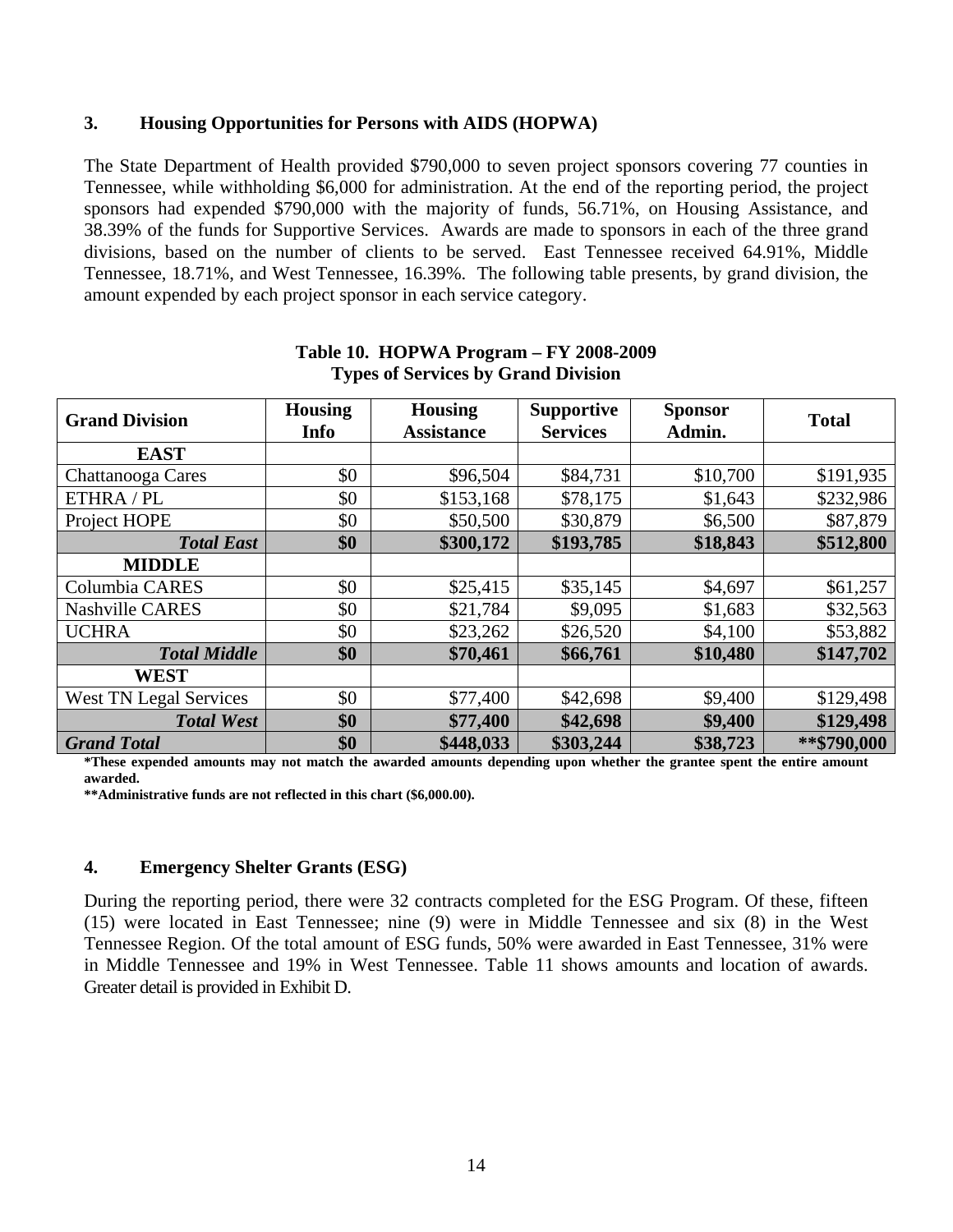### 3. Housing Opportunities for Persons with AIDS (HOPWA)

The State Department of Health provided $790,000 to seven project sponsors covering 77 counties in Tennessee, while withholding $6,000 for administration. At the end of the reporting period, the project sponsors had expended $790,000 with the majority of funds, 56.71%, on Housing Assistance, and 38.39% of the funds for Supportive Services. Awards are made to sponsors in each of the three grand divisions, based on the number of clients to be served. East Tennessee received 64.91%, Middle Tennessee, 18.71%, and West Tennessee, 16.39%. The following table presents, by grand division, the amount expended by each project sponsor in each service category.

**Table 10. HOPWA Program – FY 2008-2009**
**Types of Services by Grand Division**

| Grand Division | Housing Info | Housing Assistance | Supportive Services | Sponsor Admin. | Total |
|---|---|---|---|---|---|
| **EAST** | | | | | |
| Chattanooga Cares | $0 | $96,504 | $84,731 | $10,700 | $191,935 |
| ETHRA / PL | $0 | $153,168 | $78,175 | $1,643 | $232,986 |
| Project HOPE | $0 | $50,500 | $30,879 | $6,500 | $87,879 |
| ***Total East*** | **$0** | **$300,172** | **$193,785** | **$18,843** | **$512,800** |
| **MIDDLE** | | | | | |
| Columbia CARES | $0 | $25,415 | $35,145 | $4,697 | $61,257 |
| Nashville CARES | $0 | $21,784 | $9,095 | $1,683 | $32,563 |
| UCHRA | $0 | $23,262 | $26,520 | $4,100 | $53,882 |
| ***Total Middle*** | **$0** | **$70,461** | **$66,761** | **$10,480** | **$147,702** |
| **WEST** | | | | | |
| West TN Legal Services | $0 | $77,400 | $42,698 | $9,400 | $129,498 |
| ***Total West*** | **$0** | **$77,400** | **$42,698** | **$9,400** | **$129,498** |
| ***Grand Total*** | **$0** | **$448,033** | **$303,244** | **$38,723** | **\*\*$790,000** |

**\*These expended amounts may not match the awarded amounts depending upon whether the grantee spent the entire amount awarded.**

**\*\*Administrative funds are not reflected in this chart ($6,000.00).**

### 4. Emergency Shelter Grants (ESG)

During the reporting period, there were 32 contracts completed for the ESG Program. Of these, fifteen (15) were located in East Tennessee; nine (9) were in Middle Tennessee and six (8) in the West Tennessee Region. Of the total amount of ESG funds, 50% were awarded in East Tennessee, 31% were in Middle Tennessee and 19% in West Tennessee. Table 11 shows amounts and location of awards. Greater detail is provided in Exhibit D.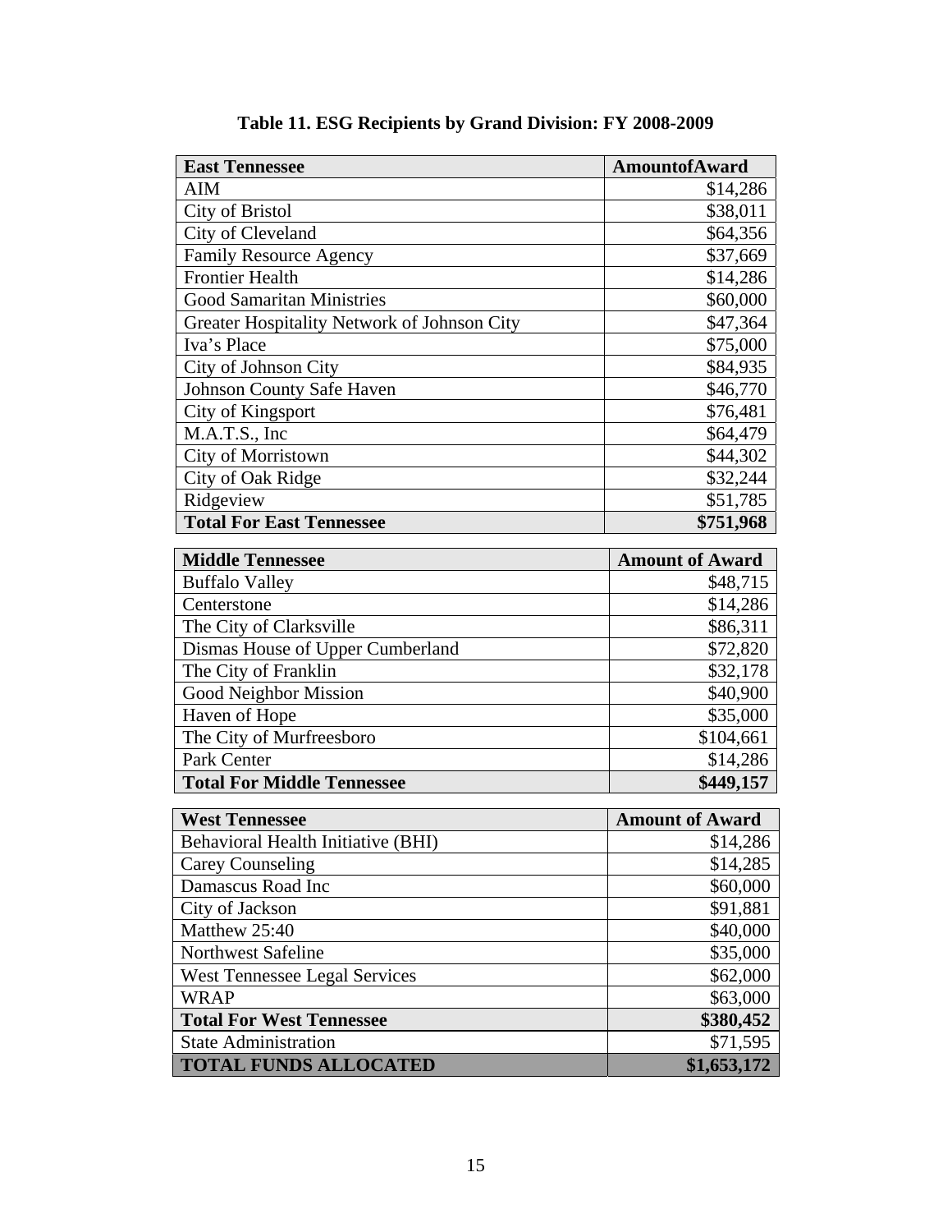**Table 11. ESG Recipients by Grand Division: FY 2008-2009**

| East Tennessee | AmountofAward |
|---|---|
| AIM | $14,286 |
| City of Bristol | $38,011 |
| City of Cleveland | $64,356 |
| Family Resource Agency | $37,669 |
| Frontier Health | $14,286 |
| Good Samaritan Ministries | $60,000 |
| Greater Hospitality Network of Johnson City | $47,364 |
| Iva's Place | $75,000 |
| City of Johnson City | $84,935 |
| Johnson County Safe Haven | $46,770 |
| City of Kingsport | $76,481 |
| M.A.T.S., Inc | $64,479 |
| City of Morristown | $44,302 |
| City of Oak Ridge | $32,244 |
| Ridgeview | $51,785 |
| **Total For East Tennessee** | **$751,968** |

| Middle Tennessee | Amount of Award |
|---|---|
| Buffalo Valley | $48,715 |
| Centerstone | $14,286 |
| The City of Clarksville | $86,311 |
| Dismas House of Upper Cumberland | $72,820 |
| The City of Franklin | $32,178 |
| Good Neighbor Mission | $40,900 |
| Haven of Hope | $35,000 |
| The City of Murfreesboro | $104,661 |
| Park Center | $14,286 |
| **Total For Middle Tennessee** | **$449,157** |

| West Tennessee | Amount of Award |
|---|---|
| Behavioral Health Initiative (BHI) | $14,286 |
| Carey Counseling | $14,285 |
| Damascus Road Inc | $60,000 |
| City of Jackson | $91,881 |
| Matthew 25:40 | $40,000 |
| Northwest Safeline | $35,000 |
| West Tennessee Legal Services | $62,000 |
| WRAP | $63,000 |
| **Total For West Tennessee** | **$380,452** |
| State Administration | $71,595 |
| **TOTAL FUNDS ALLOCATED** | **$1,653,172** |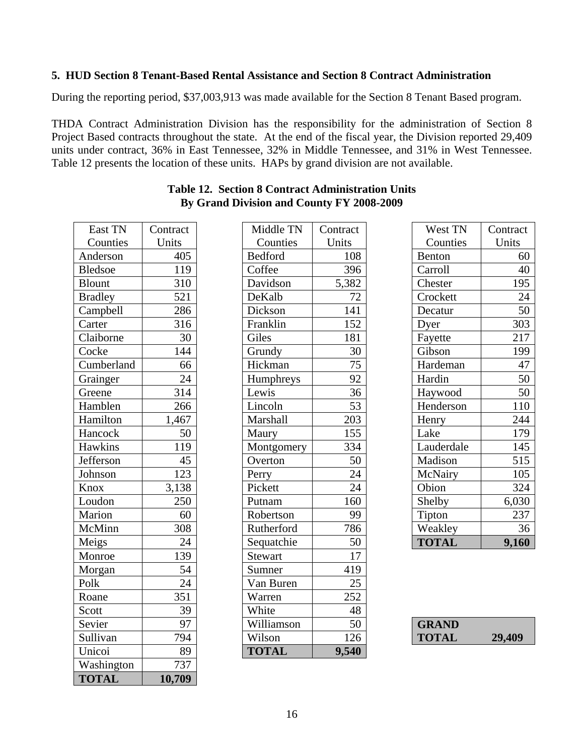### 5. HUD Section 8 Tenant-Based Rental Assistance and Section 8 Contract Administration

During the reporting period, $37,003,913 was made available for the Section 8 Tenant Based program.

THDA Contract Administration Division has the responsibility for the administration of Section 8 Project Based contracts throughout the state. At the end of the fiscal year, the Division reported 29,409 units under contract, 36% in East Tennessee, 32% in Middle Tennessee, and 31% in West Tennessee. Table 12 presents the location of these units. HAPs by grand division are not available.

**Table 12. Section 8 Contract Administration Units By Grand Division and County FY 2008-2009**

| East TN Counties | Contract Units |
|---|---|
| Anderson | 405 |
| Bledsoe | 119 |
| Blount | 310 |
| Bradley | 521 |
| Campbell | 286 |
| Carter | 316 |
| Claiborne | 30 |
| Cocke | 144 |
| Cumberland | 66 |
| Grainger | 24 |
| Greene | 314 |
| Hamblen | 266 |
| Hamilton | 1,467 |
| Hancock | 50 |
| Hawkins | 119 |
| Jefferson | 45 |
| Johnson | 123 |
| Knox | 3,138 |
| Loudon | 250 |
| Marion | 60 |
| McMinn | 308 |
| Meigs | 24 |
| Monroe | 139 |
| Morgan | 54 |
| Polk | 24 |
| Roane | 351 |
| Scott | 39 |
| Sevier | 97 |
| Sullivan | 794 |
| Unicoi | 89 |
| Washington | 737 |
| **TOTAL** | **10,709** |

| Middle TN Counties | Contract Units |
|---|---|
| Bedford | 108 |
| Coffee | 396 |
| Davidson | 5,382 |
| DeKalb | 72 |
| Dickson | 141 |
| Franklin | 152 |
| Giles | 181 |
| Grundy | 30 |
| Hickman | 75 |
| Humphreys | 92 |
| Lewis | 36 |
| Lincoln | 53 |
| Marshall | 203 |
| Maury | 155 |
| Montgomery | 334 |
| Overton | 50 |
| Perry | 24 |
| Pickett | 24 |
| Putnam | 160 |
| Robertson | 99 |
| Rutherford | 786 |
| Sequatchie | 50 |
| Stewart | 17 |
| Sumner | 419 |
| Van Buren | 25 |
| Warren | 252 |
| White | 48 |
| Williamson | 50 |
| Wilson | 126 |
| **TOTAL** | **9,540** |

| West TN Counties | Contract Units |
|---|---|
| Benton | 60 |
| Carroll | 40 |
| Chester | 195 |
| Crockett | 24 |
| Decatur | 50 |
| Dyer | 303 |
| Fayette | 217 |
| Gibson | 199 |
| Hardeman | 47 |
| Hardin | 50 |
| Haywood | 50 |
| Henderson | 110 |
| Henry | 244 |
| Lake | 179 |
| Lauderdale | 145 |
| Madison | 515 |
| McNairy | 105 |
| Obion | 324 |
| Shelby | 6,030 |
| Tipton | 237 |
| Weakley | 36 |
| **TOTAL** | **9,160** |

| **GRAND TOTAL** | **29,409** |
|---|---|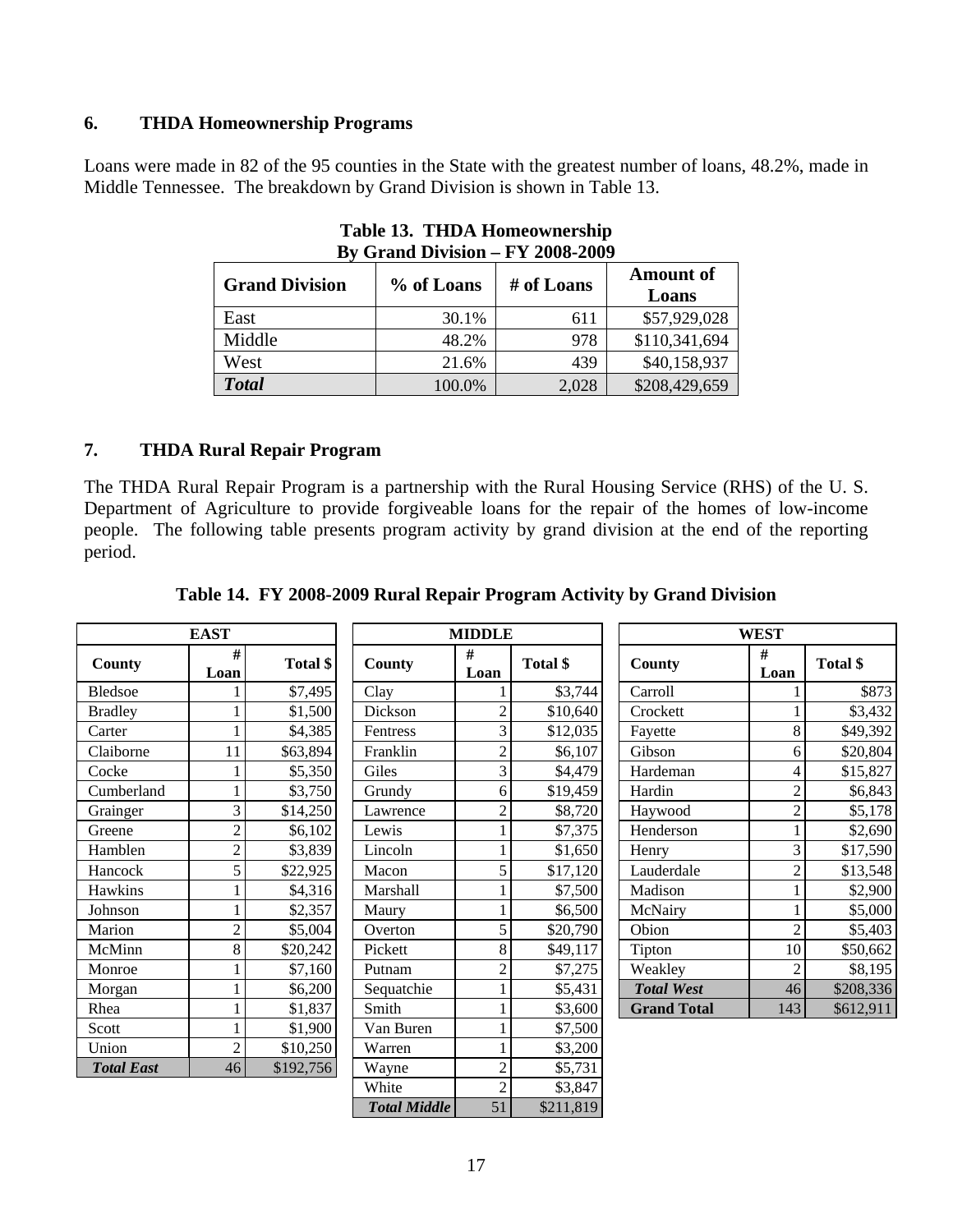## 6. THDA Homeownership Programs

Loans were made in 82 of the 95 counties in the State with the greatest number of loans, 48.2%, made in Middle Tennessee. The breakdown by Grand Division is shown in Table 13.

**Table 13. THDA Homeownership By Grand Division – FY 2008-2009**

| Grand Division | % of Loans | # of Loans | Amount of Loans |
|---|---|---|---|
| East | 30.1% | 611 | $57,929,028 |
| Middle | 48.2% | 978 | $110,341,694 |
| West | 21.6% | 439 | $40,158,937 |
| ***Total*** | 100.0% | 2,028 | $208,429,659 |

## 7. THDA Rural Repair Program

The THDA Rural Repair Program is a partnership with the Rural Housing Service (RHS) of the U. S. Department of Agriculture to provide forgiveable loans for the repair of the homes of low-income people. The following table presents program activity by grand division at the end of the reporting period.

**Table 14. FY 2008-2009 Rural Repair Program Activity by Grand Division**

| EAST | | |
|---|---|---|
| County | # Loan | Total $ |
| Bledsoe | 1 | $7,495 |
| Bradley | 1 | $1,500 |
| Carter | 1 | $4,385 |
| Claiborne | 11 | $63,894 |
| Cocke | 1 | $5,350 |
| Cumberland | 1 | $3,750 |
| Grainger | 3 | $14,250 |
| Greene | 2 | $6,102 |
| Hamblen | 2 | $3,839 |
| Hancock | 5 | $22,925 |
| Hawkins | 1 | $4,316 |
| Johnson | 1 | $2,357 |
| Marion | 2 | $5,004 |
| McMinn | 8 | $20,242 |
| Monroe | 1 | $7,160 |
| Morgan | 1 | $6,200 |
| Rhea | 1 | $1,837 |
| Scott | 1 | $1,900 |
| Union | 2 | $10,250 |
| ***Total East*** | 46 | $192,756 |

| MIDDLE | | |
|---|---|---|
| County | # Loan | Total $ |
| Clay | 1 | $3,744 |
| Dickson | 2 | $10,640 |
| Fentress | 3 | $12,035 |
| Franklin | 2 | $6,107 |
| Giles | 3 | $4,479 |
| Grundy | 6 | $19,459 |
| Lawrence | 2 | $8,720 |
| Lewis | 1 | $7,375 |
| Lincoln | 1 | $1,650 |
| Macon | 5 | $17,120 |
| Marshall | 1 | $7,500 |
| Maury | 1 | $6,500 |
| Overton | 5 | $20,790 |
| Pickett | 8 | $49,117 |
| Putnam | 2 | $7,275 |
| Sequatchie | 1 | $5,431 |
| Smith | 1 | $3,600 |
| Van Buren | 1 | $7,500 |
| Warren | 1 | $3,200 |
| Wayne | 2 | $5,731 |
| White | 2 | $3,847 |
| ***Total Middle*** | 51 | $211,819 |

| WEST | | |
|---|---|---|
| County | # Loan | Total $ |
| Carroll | 1 | $873 |
| Crockett | 1 | $3,432 |
| Fayette | 8 | $49,392 |
| Gibson | 6 | $20,804 |
| Hardeman | 4 | $15,827 |
| Hardin | 2 | $6,843 |
| Haywood | 2 | $5,178 |
| Henderson | 1 | $2,690 |
| Henry | 3 | $17,590 |
| Lauderdale | 2 | $13,548 |
| Madison | 1 | $2,900 |
| McNairy | 1 | $5,000 |
| Obion | 2 | $5,403 |
| Tipton | 10 | $50,662 |
| Weakley | 2 | $8,195 |
| ***Total West*** | 46 | $208,336 |
| **Grand Total** | 143 | $612,911 |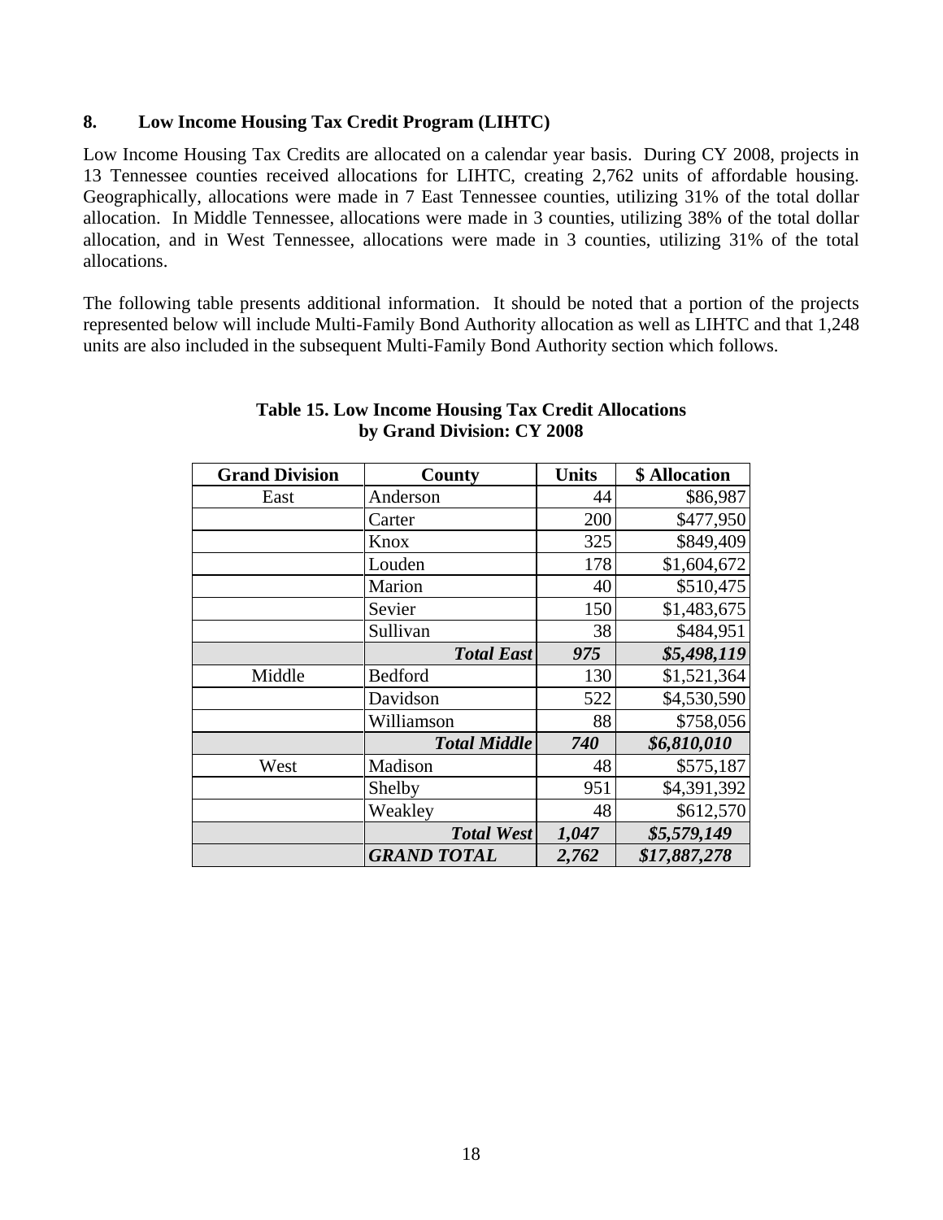## 8. Low Income Housing Tax Credit Program (LIHTC)

Low Income Housing Tax Credits are allocated on a calendar year basis. During CY 2008, projects in 13 Tennessee counties received allocations for LIHTC, creating 2,762 units of affordable housing. Geographically, allocations were made in 7 East Tennessee counties, utilizing 31% of the total dollar allocation. In Middle Tennessee, allocations were made in 3 counties, utilizing 38% of the total dollar allocation, and in West Tennessee, allocations were made in 3 counties, utilizing 31% of the total allocations.

The following table presents additional information. It should be noted that a portion of the projects represented below will include Multi-Family Bond Authority allocation as well as LIHTC and that 1,248 units are also included in the subsequent Multi-Family Bond Authority section which follows.

**Table 15. Low Income Housing Tax Credit Allocations by Grand Division: CY 2008**

| Grand Division | County | Units | $ Allocation |
|---|---|---|---|
| East | Anderson | 44 | $86,987 |
| | Carter | 200 | $477,950 |
| | Knox | 325 | $849,409 |
| | Louden | 178 | $1,604,672 |
| | Marion | 40 | $510,475 |
| | Sevier | 150 | $1,483,675 |
| | Sullivan | 38 | $484,951 |
| | ***Total East*** | ***975*** | ***$5,498,119*** |
| Middle | Bedford | 130 | $1,521,364 |
| | Davidson | 522 | $4,530,590 |
| | Williamson | 88 | $758,056 |
| | ***Total Middle*** | ***740*** | ***$6,810,010*** |
| West | Madison | 48 | $575,187 |
| | Shelby | 951 | $4,391,392 |
| | Weakley | 48 | $612,570 |
| | ***Total West*** | ***1,047*** | ***$5,579,149*** |
| | ***GRAND TOTAL*** | ***2,762*** | ***$17,887,278*** |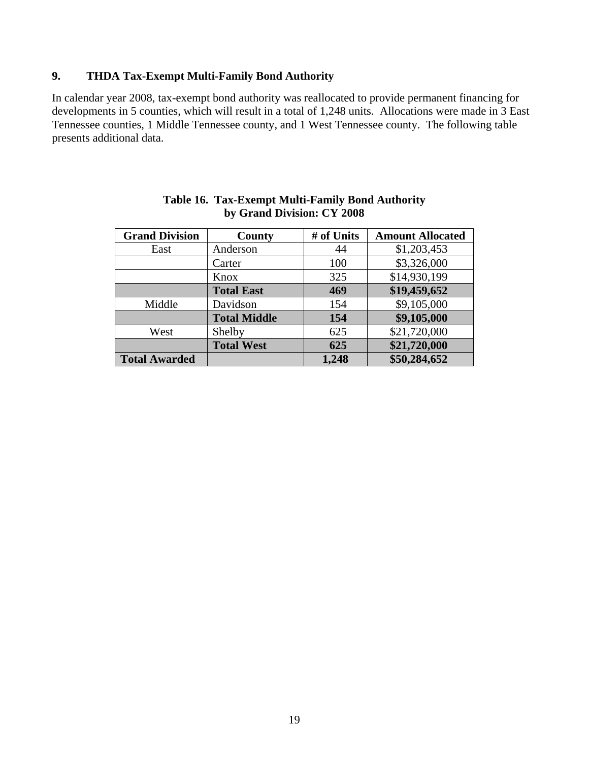## 9. THDA Tax-Exempt Multi-Family Bond Authority

In calendar year 2008, tax-exempt bond authority was reallocated to provide permanent financing for developments in 5 counties, which will result in a total of 1,248 units. Allocations were made in 3 East Tennessee counties, 1 Middle Tennessee county, and 1 West Tennessee county. The following table presents additional data.

**Table 16. Tax-Exempt Multi-Family Bond Authority by Grand Division: CY 2008**

| Grand Division | County | # of Units | Amount Allocated |
|---|---|---|---|
| East | Anderson | 44 | $1,203,453 |
| | Carter | 100 | $3,326,000 |
| | Knox | 325 | $14,930,199 |
| | **Total East** | **469** | **$19,459,652** |
| Middle | Davidson | 154 | $9,105,000 |
| | **Total Middle** | **154** | **$9,105,000** |
| West | Shelby | 625 | $21,720,000 |
| | **Total West** | **625** | **$21,720,000** |
| **Total Awarded** | | **1,248** | **$50,284,652** |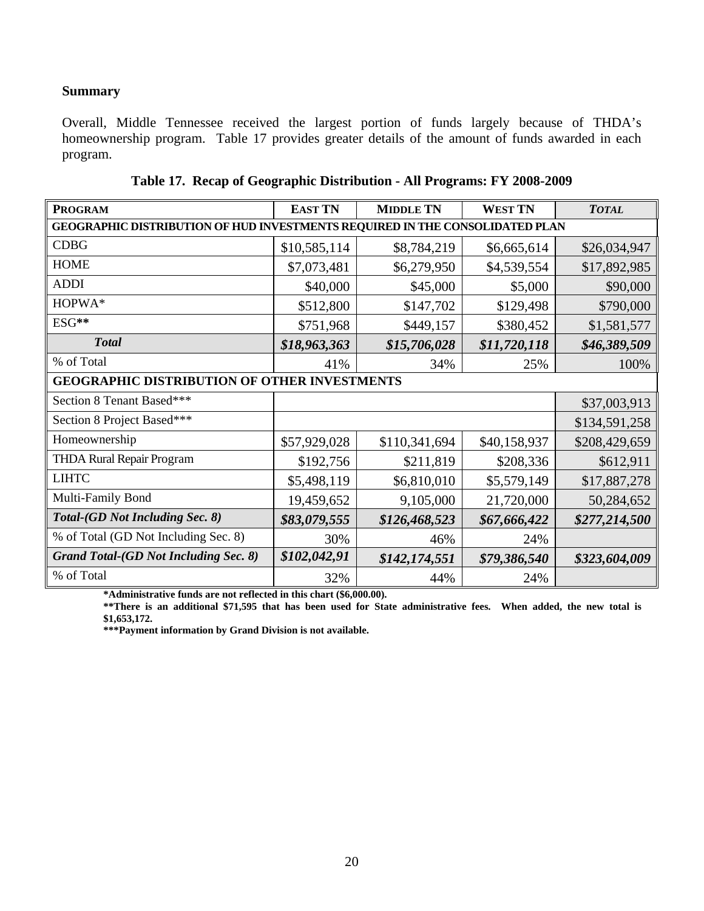**Summary**

Overall, Middle Tennessee received the largest portion of funds largely because of THDA's homeownership program. Table 17 provides greater details of the amount of funds awarded in each program.

**Table 17. Recap of Geographic Distribution - All Programs: FY 2008-2009**

| PROGRAM | EAST TN | MIDDLE TN | WEST TN | *TOTAL* |
|---|---|---|---|---|
| **GEOGRAPHIC DISTRIBUTION OF HUD INVESTMENTS REQUIRED IN THE CONSOLIDATED PLAN** | | | | |
| CDBG | $10,585,114 | $8,784,219 | $6,665,614 | $26,034,947 |
| HOME | $7,073,481 | $6,279,950 | $4,539,554 | $17,892,985 |
| ADDI | $40,000 | $45,000 | $5,000 | $90,000 |
| HOPWA* | $512,800 | $147,702 | $129,498 | $790,000 |
| ESG** | $751,968 | $449,157 | $380,452 | $1,581,577 |
| ***Total*** | ***$18,963,363*** | ***$15,706,028*** | ***$11,720,118*** | ***$46,389,509*** |
| % of Total | 41% | 34% | 25% | 100% |
| **GEOGRAPHIC DISTRIBUTION OF OTHER INVESTMENTS** | | | | |
| Section 8 Tenant Based*** | | | | $37,003,913 |
| Section 8 Project Based*** | | | | $134,591,258 |
| Homeownership | $57,929,028 | $110,341,694 | $40,158,937 | $208,429,659 |
| THDA Rural Repair Program | $192,756 | $211,819 | $208,336 | $612,911 |
| LIHTC | $5,498,119 | $6,810,010 | $5,579,149 | $17,887,278 |
| Multi-Family Bond | 19,459,652 | 9,105,000 | 21,720,000 | 50,284,652 |
| ***Total-(GD Not Including Sec. 8)*** | ***$83,079,555*** | ***$126,468,523*** | ***$67,666,422*** | ***$277,214,500*** |
| % of Total (GD Not Including Sec. 8) | 30% | 46% | 24% | |
| ***Grand Total-(GD Not Including Sec. 8)*** | ***$102,042,91*** | ***$142,174,551*** | ***$79,386,540*** | ***$323,604,009*** |
| % of Total | 32% | 44% | 24% | |

**\*Administrative funds are not reflected in this chart ($6,000.00).**

**\*\*There is an additional $71,595 that has been used for State administrative fees. When added, the new total is $1,653,172.**

**\*\*\*Payment information by Grand Division is not available.**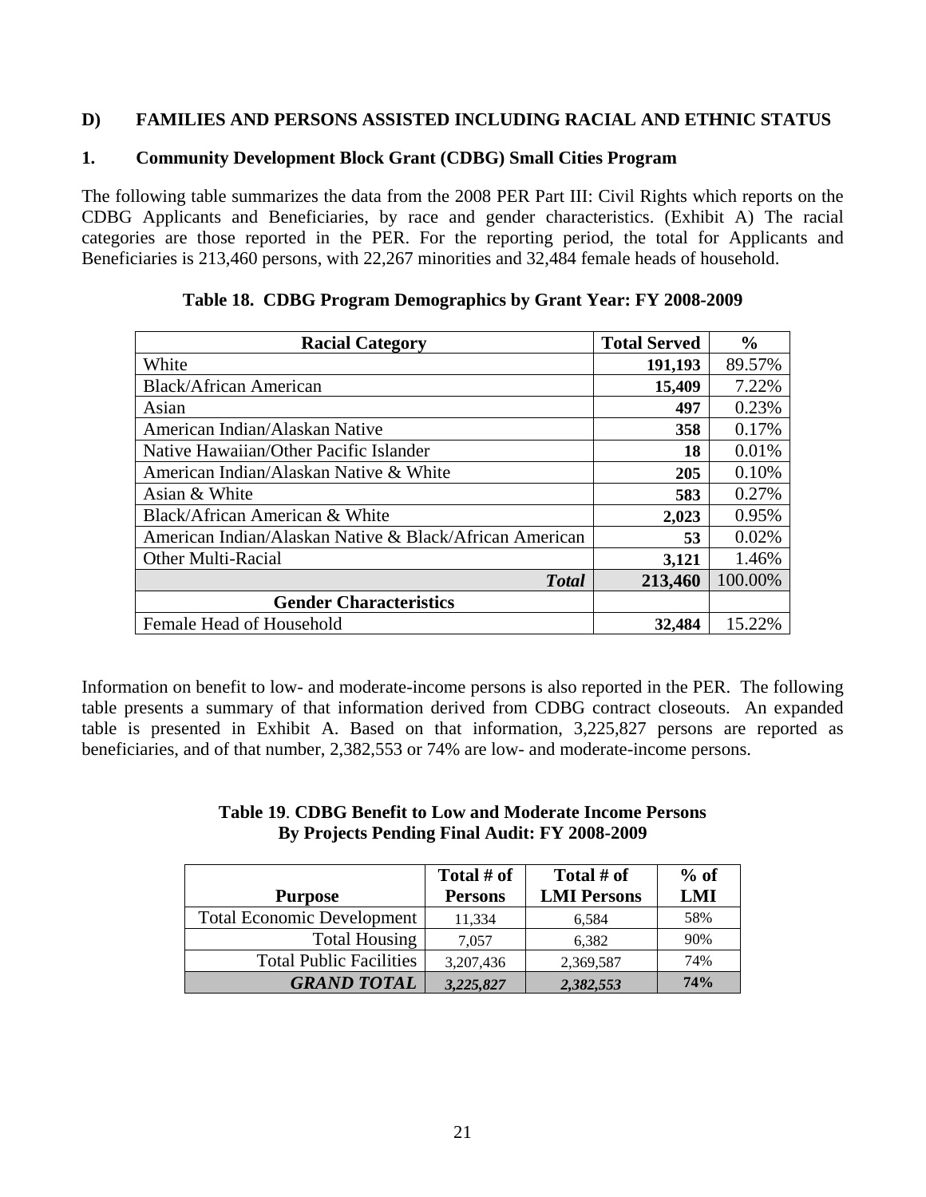## D) FAMILIES AND PERSONS ASSISTED INCLUDING RACIAL AND ETHNIC STATUS

### 1. Community Development Block Grant (CDBG) Small Cities Program

The following table summarizes the data from the 2008 PER Part III: Civil Rights which reports on the CDBG Applicants and Beneficiaries, by race and gender characteristics. (Exhibit A) The racial categories are those reported in the PER. For the reporting period, the total for Applicants and Beneficiaries is 213,460 persons, with 22,267 minorities and 32,484 female heads of household.

**Table 18. CDBG Program Demographics by Grant Year: FY 2008-2009**

| Racial Category | Total Served | % |
|---|---|---|
| White | **191,193** | 89.57% |
| Black/African American | **15,409** | 7.22% |
| Asian | **497** | 0.23% |
| American Indian/Alaskan Native | **358** | 0.17% |
| Native Hawaiian/Other Pacific Islander | **18** | 0.01% |
| American Indian/Alaskan Native & White | **205** | 0.10% |
| Asian & White | **583** | 0.27% |
| Black/African American & White | **2,023** | 0.95% |
| American Indian/Alaskan Native & Black/African American | **53** | 0.02% |
| Other Multi-Racial | **3,121** | 1.46% |
| ***Total*** | **213,460** | 100.00% |
| **Gender Characteristics** | | |
| Female Head of Household | **32,484** | 15.22% |

Information on benefit to low- and moderate-income persons is also reported in the PER. The following table presents a summary of that information derived from CDBG contract closeouts. An expanded table is presented in Exhibit A. Based on that information, 3,225,827 persons are reported as beneficiaries, and of that number, 2,382,553 or 74% are low- and moderate-income persons.

**Table 19. CDBG Benefit to Low and Moderate Income Persons By Projects Pending Final Audit: FY 2008-2009**

| Purpose | Total # of Persons | Total # of LMI Persons | % of LMI |
|---|---|---|---|
| Total Economic Development | 11,334 | 6,584 | 58% |
| Total Housing | 7,057 | 6,382 | 90% |
| Total Public Facilities | 3,207,436 | 2,369,587 | 74% |
| ***GRAND TOTAL*** | ***3,225,827*** | ***2,382,553*** | **74%** |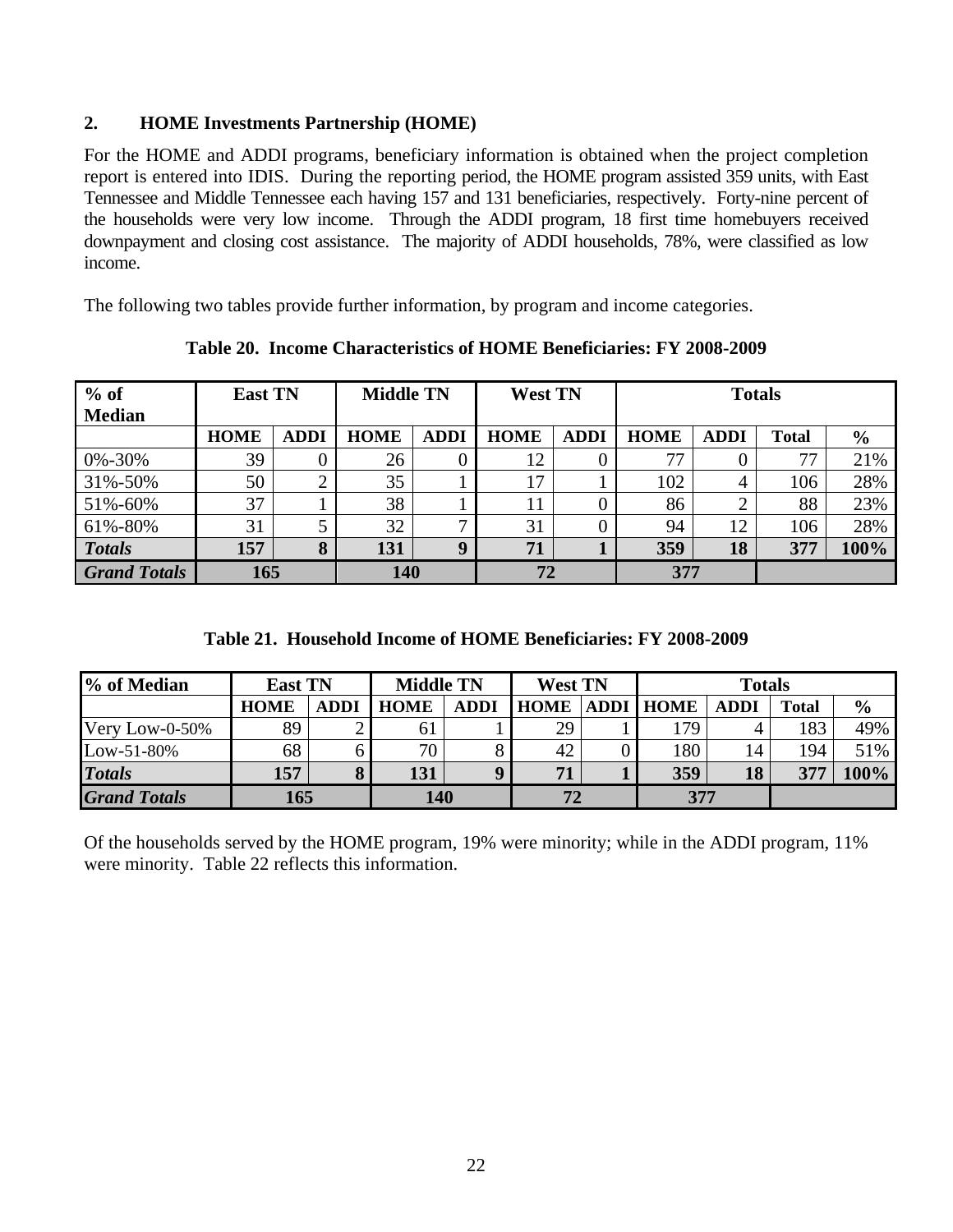## 2. HOME Investments Partnership (HOME)

For the HOME and ADDI programs, beneficiary information is obtained when the project completion report is entered into IDIS. During the reporting period, the HOME program assisted 359 units, with East Tennessee and Middle Tennessee each having 157 and 131 beneficiaries, respectively. Forty-nine percent of the households were very low income. Through the ADDI program, 18 first time homebuyers received downpayment and closing cost assistance. The majority of ADDI households, 78%, were classified as low income.

The following two tables provide further information, by program and income categories.

**Table 20. Income Characteristics of HOME Beneficiaries: FY 2008-2009**

| % of Median | East TN | | Middle TN | | West TN | | Totals | | | |
|---|---|---|---|---|---|---|---|---|---|---|
| | **HOME** | **ADDI** | **HOME** | **ADDI** | **HOME** | **ADDI** | **HOME** | **ADDI** | **Total** | **%** |
| 0%-30% | 39 | 0 | 26 | 0 | 12 | 0 | 77 | 0 | 77 | 21% |
| 31%-50% | 50 | 2 | 35 | 1 | 17 | 1 | 102 | 4 | 106 | 28% |
| 51%-60% | 37 | 1 | 38 | 1 | 11 | 0 | 86 | 2 | 88 | 23% |
| 61%-80% | 31 | 5 | 32 | 7 | 31 | 0 | 94 | 12 | 106 | 28% |
| ***Totals*** | **157** | **8** | **131** | **9** | **71** | **1** | **359** | **18** | **377** | **100%** |
| ***Grand Totals*** | **165** | | **140** | | **72** | | **377** | | | |

**Table 21. Household Income of HOME Beneficiaries: FY 2008-2009**

| % of Median | East TN | | Middle TN | | West TN | | Totals | | | |
|---|---|---|---|---|---|---|---|---|---|---|
| | **HOME** | **ADDI** | **HOME** | **ADDI** | **HOME** | **ADDI** | **HOME** | **ADDI** | **Total** | **%** |
| Very Low-0-50% | 89 | 2 | 61 | 1 | 29 | 1 | 179 | 4 | 183 | 49% |
| Low-51-80% | 68 | 6 | 70 | 8 | 42 | 0 | 180 | 14 | 194 | 51% |
| ***Totals*** | **157** | **8** | **131** | **9** | **71** | **1** | **359** | **18** | **377** | **100%** |
| ***Grand Totals*** | **165** | | **140** | | **72** | | **377** | | | |

Of the households served by the HOME program, 19% were minority; while in the ADDI program, 11% were minority. Table 22 reflects this information.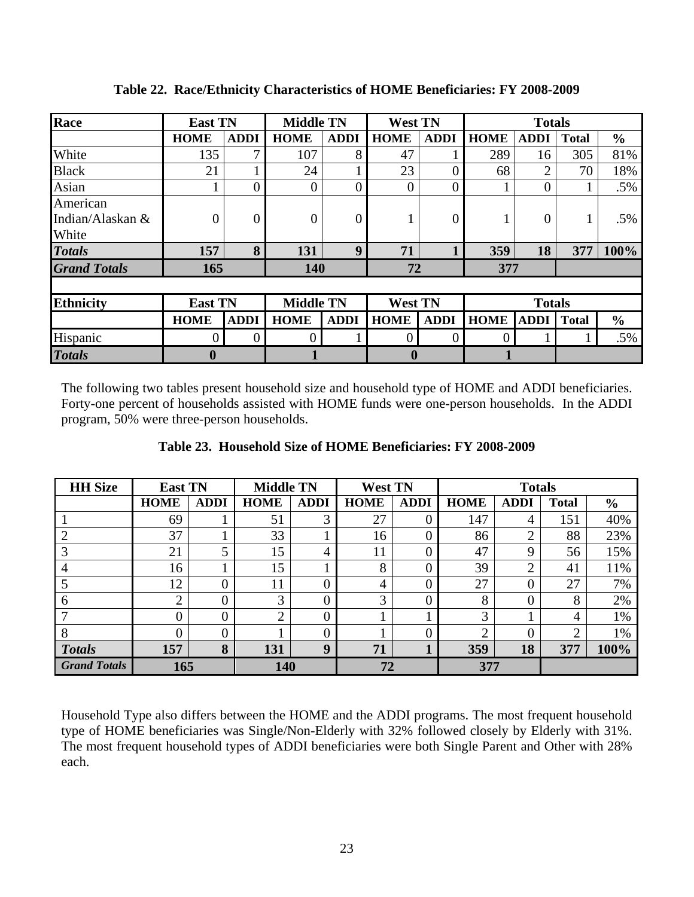**Table 22. Race/Ethnicity Characteristics of HOME Beneficiaries: FY 2008-2009**

| Race | East TN | | Middle TN | | West TN | | Totals | | | |
|---|---|---|---|---|---|---|---|---|---|---|
| | HOME | ADDI | HOME | ADDI | HOME | ADDI | HOME | ADDI | Total | % |
| White | 135 | 7 | 107 | 8 | 47 | 1 | 289 | 16 | 305 | 81% |
| Black | 21 | 1 | 24 | 1 | 23 | 0 | 68 | 2 | 70 | 18% |
| Asian | 1 | 0 | 0 | 0 | 0 | 0 | 1 | 0 | 1 | .5% |
| American Indian/Alaskan & White | 0 | 0 | 0 | 0 | 1 | 0 | 1 | 0 | 1 | .5% |
| ***Totals*** | **157** | **8** | **131** | **9** | **71** | **1** | **359** | **18** | **377** | **100%** |
| ***Grand Totals*** | **165** | | **140** | | **72** | | **377** | | | |

| Ethnicity | East TN | | Middle TN | | West TN | | Totals | | | |
|---|---|---|---|---|---|---|---|---|---|---|
| | HOME | ADDI | HOME | ADDI | HOME | ADDI | HOME | ADDI | Total | % |
| Hispanic | 0 | 0 | 0 | 1 | 0 | 0 | 0 | 1 | 1 | .5% |
| ***Totals*** | **0** | | **1** | | **0** | | **1** | | | |

The following two tables present household size and household type of HOME and ADDI beneficiaries. Forty-one percent of households assisted with HOME funds were one-person households. In the ADDI program, 50% were three-person households.

**Table 23. Household Size of HOME Beneficiaries: FY 2008-2009**

| HH Size | East TN | | Middle TN | | West TN | | Totals | | | |
|---|---|---|---|---|---|---|---|---|---|---|
| | HOME | ADDI | HOME | ADDI | HOME | ADDI | HOME | ADDI | Total | % |
| 1 | 69 | 1 | 51 | 3 | 27 | 0 | 147 | 4 | 151 | 40% |
| 2 | 37 | 1 | 33 | 1 | 16 | 0 | 86 | 2 | 88 | 23% |
| 3 | 21 | 5 | 15 | 4 | 11 | 0 | 47 | 9 | 56 | 15% |
| 4 | 16 | 1 | 15 | 1 | 8 | 0 | 39 | 2 | 41 | 11% |
| 5 | 12 | 0 | 11 | 0 | 4 | 0 | 27 | 0 | 27 | 7% |
| 6 | 2 | 0 | 3 | 0 | 3 | 0 | 8 | 0 | 8 | 2% |
| 7 | 0 | 0 | 2 | 0 | 1 | 1 | 3 | 1 | 4 | 1% |
| 8 | 0 | 0 | 1 | 0 | 1 | 0 | 2 | 0 | 2 | 1% |
| ***Totals*** | **157** | **8** | **131** | **9** | **71** | **1** | **359** | **18** | **377** | **100%** |
| ***Grand Totals*** | **165** | | **140** | | **72** | | **377** | | | |

Household Type also differs between the HOME and the ADDI programs. The most frequent household type of HOME beneficiaries was Single/Non-Elderly with 32% followed closely by Elderly with 31%. The most frequent household types of ADDI beneficiaries were both Single Parent and Other with 28% each.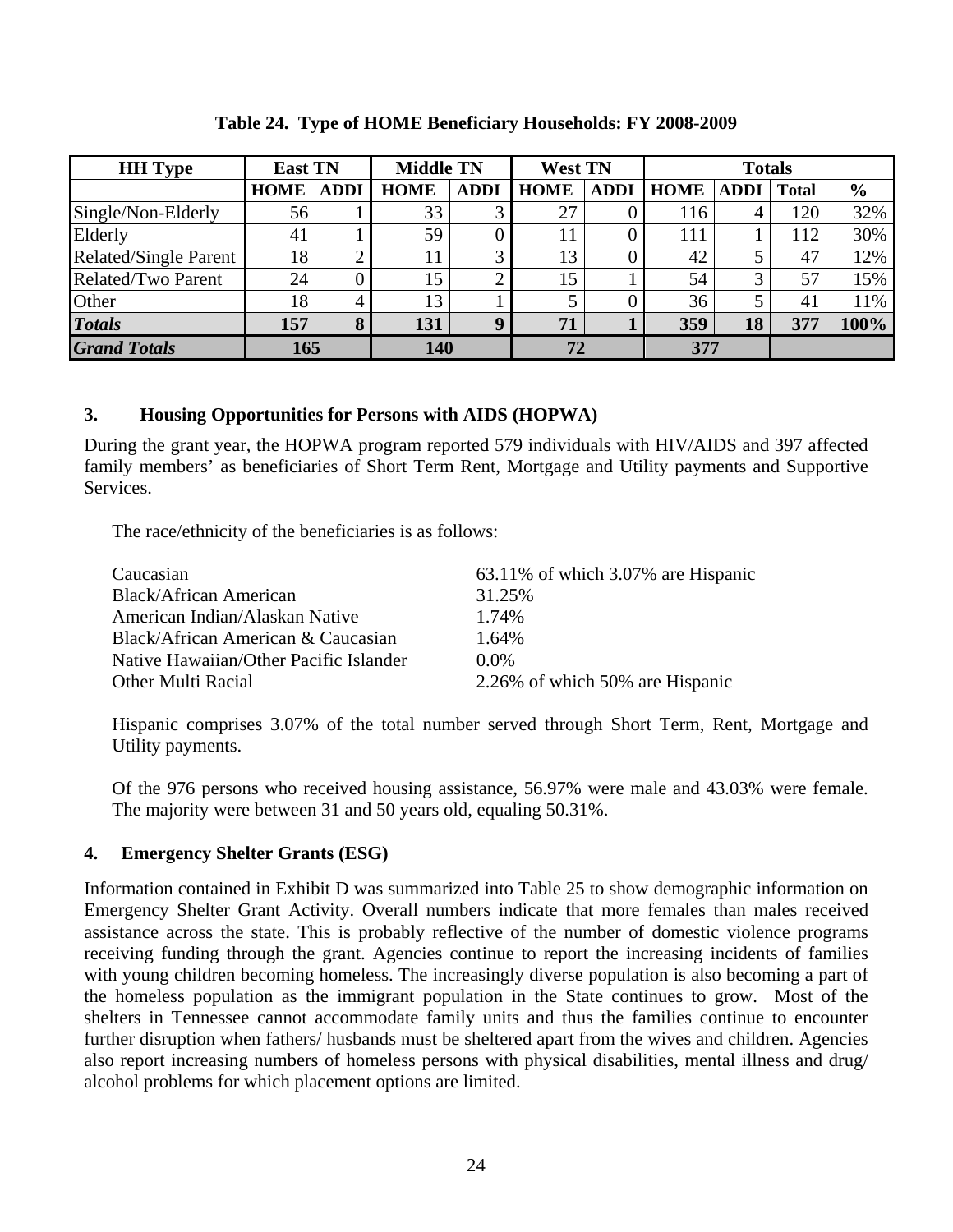**Table 24. Type of HOME Beneficiary Households: FY 2008-2009**

| HH Type | East TN | | Middle TN | | West TN | | Totals | | | |
|---|---|---|---|---|---|---|---|---|---|---|
| | HOME | ADDI | HOME | ADDI | HOME | ADDI | HOME | ADDI | Total | % |
| Single/Non-Elderly | 56 | 1 | 33 | 3 | 27 | 0 | 116 | 4 | 120 | 32% |
| Elderly | 41 | 1 | 59 | 0 | 11 | 0 | 111 | 1 | 112 | 30% |
| Related/Single Parent | 18 | 2 | 11 | 3 | 13 | 0 | 42 | 5 | 47 | 12% |
| Related/Two Parent | 24 | 0 | 15 | 2 | 15 | 1 | 54 | 3 | 57 | 15% |
| Other | 18 | 4 | 13 | 1 | 5 | 0 | 36 | 5 | 41 | 11% |
| ***Totals*** | **157** | **8** | **131** | **9** | **71** | **1** | **359** | **18** | **377** | **100%** |
| ***Grand Totals*** | **165** | | **140** | | **72** | | **377** | | | |

### 3. Housing Opportunities for Persons with AIDS (HOPWA)

During the grant year, the HOPWA program reported 579 individuals with HIV/AIDS and 397 affected family members' as beneficiaries of Short Term Rent, Mortgage and Utility payments and Supportive Services.

The race/ethnicity of the beneficiaries is as follows:

| | |
|---|---|
| Caucasian | 63.11% of which 3.07% are Hispanic |
| Black/African American | 31.25% |
| American Indian/Alaskan Native | 1.74% |
| Black/African American & Caucasian | 1.64% |
| Native Hawaiian/Other Pacific Islander | 0.0% |
| Other Multi Racial | 2.26% of which 50% are Hispanic |

Hispanic comprises 3.07% of the total number served through Short Term, Rent, Mortgage and Utility payments.

Of the 976 persons who received housing assistance, 56.97% were male and 43.03% were female. The majority were between 31 and 50 years old, equaling 50.31%.

### 4. Emergency Shelter Grants (ESG)

Information contained in Exhibit D was summarized into Table 25 to show demographic information on Emergency Shelter Grant Activity. Overall numbers indicate that more females than males received assistance across the state. This is probably reflective of the number of domestic violence programs receiving funding through the grant. Agencies continue to report the increasing incidents of families with young children becoming homeless. The increasingly diverse population is also becoming a part of the homeless population as the immigrant population in the State continues to grow. Most of the shelters in Tennessee cannot accommodate family units and thus the families continue to encounter further disruption when fathers/ husbands must be sheltered apart from the wives and children. Agencies also report increasing numbers of homeless persons with physical disabilities, mental illness and drug/ alcohol problems for which placement options are limited.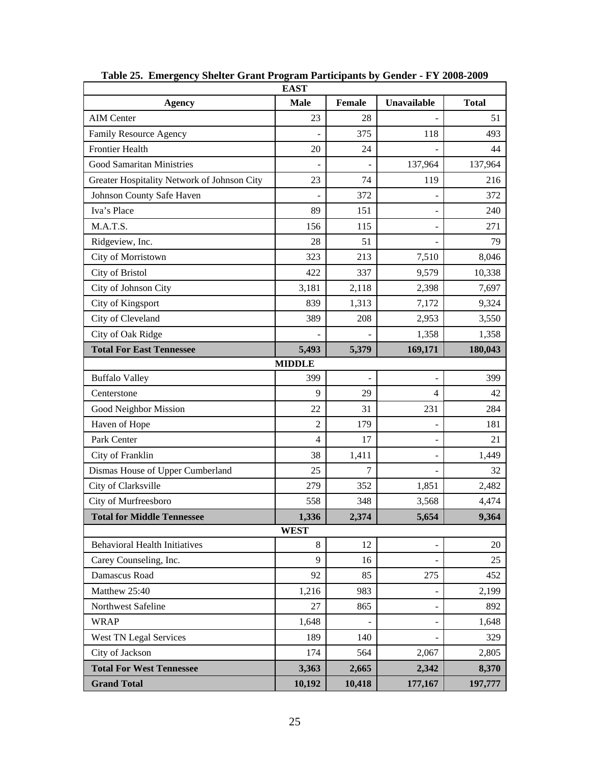**Table 25. Emergency Shelter Grant Program Participants by Gender - FY 2008-2009**

| Agency | Male | Female | Unavailable | Total |
|---|---|---|---|---|
| **EAST** | | | | |
| AIM Center | 23 | 28 | - | 51 |
| Family Resource Agency | - | 375 | 118 | 493 |
| Frontier Health | 20 | 24 | - | 44 |
| Good Samaritan Ministries | - | - | 137,964 | 137,964 |
| Greater Hospitality Network of Johnson City | 23 | 74 | 119 | 216 |
| Johnson County Safe Haven | - | 372 | - | 372 |
| Iva's Place | 89 | 151 | - | 240 |
| M.A.T.S. | 156 | 115 | - | 271 |
| Ridgeview, Inc. | 28 | 51 | - | 79 |
| City of Morristown | 323 | 213 | 7,510 | 8,046 |
| City of Bristol | 422 | 337 | 9,579 | 10,338 |
| City of Johnson City | 3,181 | 2,118 | 2,398 | 7,697 |
| City of Kingsport | 839 | 1,313 | 7,172 | 9,324 |
| City of Cleveland | 389 | 208 | 2,953 | 3,550 |
| City of Oak Ridge | - | - | 1,358 | 1,358 |
| **Total For East Tennessee** | **5,493** | **5,379** | **169,171** | **180,043** |
| **MIDDLE** | | | | |
| Buffalo Valley | 399 | - | - | 399 |
| Centerstone | 9 | 29 | 4 | 42 |
| Good Neighbor Mission | 22 | 31 | 231 | 284 |
| Haven of Hope | 2 | 179 | - | 181 |
| Park Center | 4 | 17 | - | 21 |
| City of Franklin | 38 | 1,411 | - | 1,449 |
| Dismas House of Upper Cumberland | 25 | 7 | - | 32 |
| City of Clarksville | 279 | 352 | 1,851 | 2,482 |
| City of Murfreesboro | 558 | 348 | 3,568 | 4,474 |
| **Total for Middle Tennessee** | **1,336** | **2,374** | **5,654** | **9,364** |
| **WEST** | | | | |
| Behavioral Health Initiatives | 8 | 12 | - | 20 |
| Carey Counseling, Inc. | 9 | 16 | - | 25 |
| Damascus Road | 92 | 85 | 275 | 452 |
| Matthew 25:40 | 1,216 | 983 | - | 2,199 |
| Northwest Safeline | 27 | 865 | - | 892 |
| WRAP | 1,648 | - | - | 1,648 |
| West TN Legal Services | 189 | 140 | - | 329 |
| City of Jackson | 174 | 564 | 2,067 | 2,805 |
| **Total For West Tennessee** | **3,363** | **2,665** | **2,342** | **8,370** |
| **Grand Total** | **10,192** | **10,418** | **177,167** | **197,777** |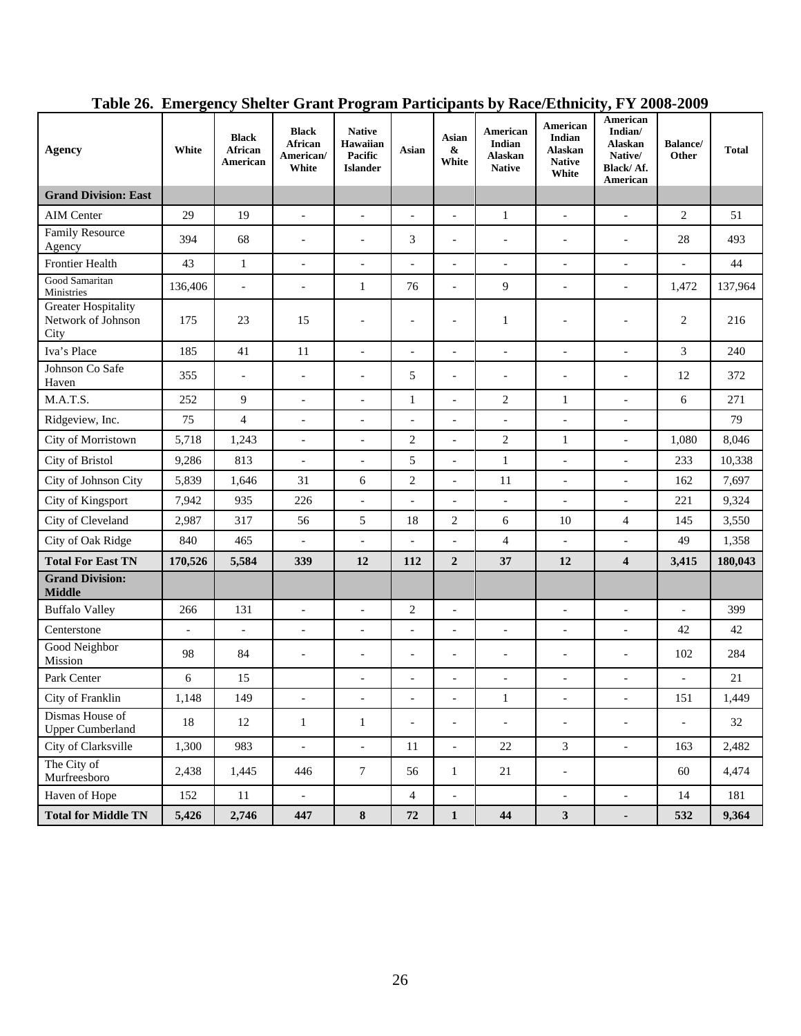# Table 26. Emergency Shelter Grant Program Participants by Race/Ethnicity, FY 2008-2009

| Agency | White | Black African American | Black African American/ White | Native Hawaiian Pacific Islander | Asian | Asian & White | American Indian Alaskan Native | American Indian Alaskan Native White | American Indian/ Alaskan Native/ Black/ Af. American | Balance/ Other | Total |
|---|---|---|---|---|---|---|---|---|---|---|---|
| **Grand Division: East** | | | | | | | | | | | |
| AIM Center | 29 | 19 | - | - | - | - | 1 | - | - | 2 | 51 |
| Family Resource Agency | 394 | 68 | - | - | 3 | - | - | - | - | 28 | 493 |
| Frontier Health | 43 | 1 | - | - | - | - | - | - | - | - | 44 |
| Good Samaritan Ministries | 136,406 | - | - | 1 | 76 | - | 9 | - | - | 1,472 | 137,964 |
| Greater Hospitality Network of Johnson City | 175 | 23 | 15 | - | - | - | 1 | - | - | 2 | 216 |
| Iva's Place | 185 | 41 | 11 | - | - | - | - | - | - | 3 | 240 |
| Johnson Co Safe Haven | 355 | - | - | - | 5 | - | - | - | - | 12 | 372 |
| M.A.T.S. | 252 | 9 | - | - | 1 | - | 2 | 1 | - | 6 | 271 |
| Ridgeview, Inc. | 75 | 4 | - | - | - | - | - | - | - | | 79 |
| City of Morristown | 5,718 | 1,243 | - | - | 2 | - | 2 | 1 | - | 1,080 | 8,046 |
| City of Bristol | 9,286 | 813 | - | - | 5 | - | 1 | - | - | 233 | 10,338 |
| City of Johnson City | 5,839 | 1,646 | 31 | 6 | 2 | - | 11 | - | - | 162 | 7,697 |
| City of Kingsport | 7,942 | 935 | 226 | - | - | - | - | - | - | 221 | 9,324 |
| City of Cleveland | 2,987 | 317 | 56 | 5 | 18 | 2 | 6 | 10 | 4 | 145 | 3,550 |
| City of Oak Ridge | 840 | 465 | - | - | - | - | 4 | - | - | 49 | 1,358 |
| **Total For East TN** | **170,526** | **5,584** | **339** | **12** | **112** | **2** | **37** | **12** | **4** | **3,415** | **180,043** |
| **Grand Division: Middle** | | | | | | | | | | | |
| Buffalo Valley | 266 | 131 | - | - | 2 | - | | - | - | - | 399 |
| Centerstone | - | - | - | - | - | - | - | - | - | 42 | 42 |
| Good Neighbor Mission | 98 | 84 | - | - | - | - | - | - | - | 102 | 284 |
| Park Center | 6 | 15 | | - | - | - | - | - | - | - | 21 |
| City of Franklin | 1,148 | 149 | - | - | - | - | 1 | - | - | 151 | 1,449 |
| Dismas House of Upper Cumberland | 18 | 12 | 1 | 1 | - | - | - | - | - | - | 32 |
| City of Clarksville | 1,300 | 983 | - | - | 11 | - | 22 | 3 | - | 163 | 2,482 |
| The City of Murfreesboro | 2,438 | 1,445 | 446 | 7 | 56 | 1 | 21 | - | | 60 | 4,474 |
| Haven of Hope | 152 | 11 | - | | 4 | - | | - | - | 14 | 181 |
| **Total for Middle TN** | **5,426** | **2,746** | **447** | **8** | **72** | **1** | **44** | **3** | **-** | **532** | **9,364** |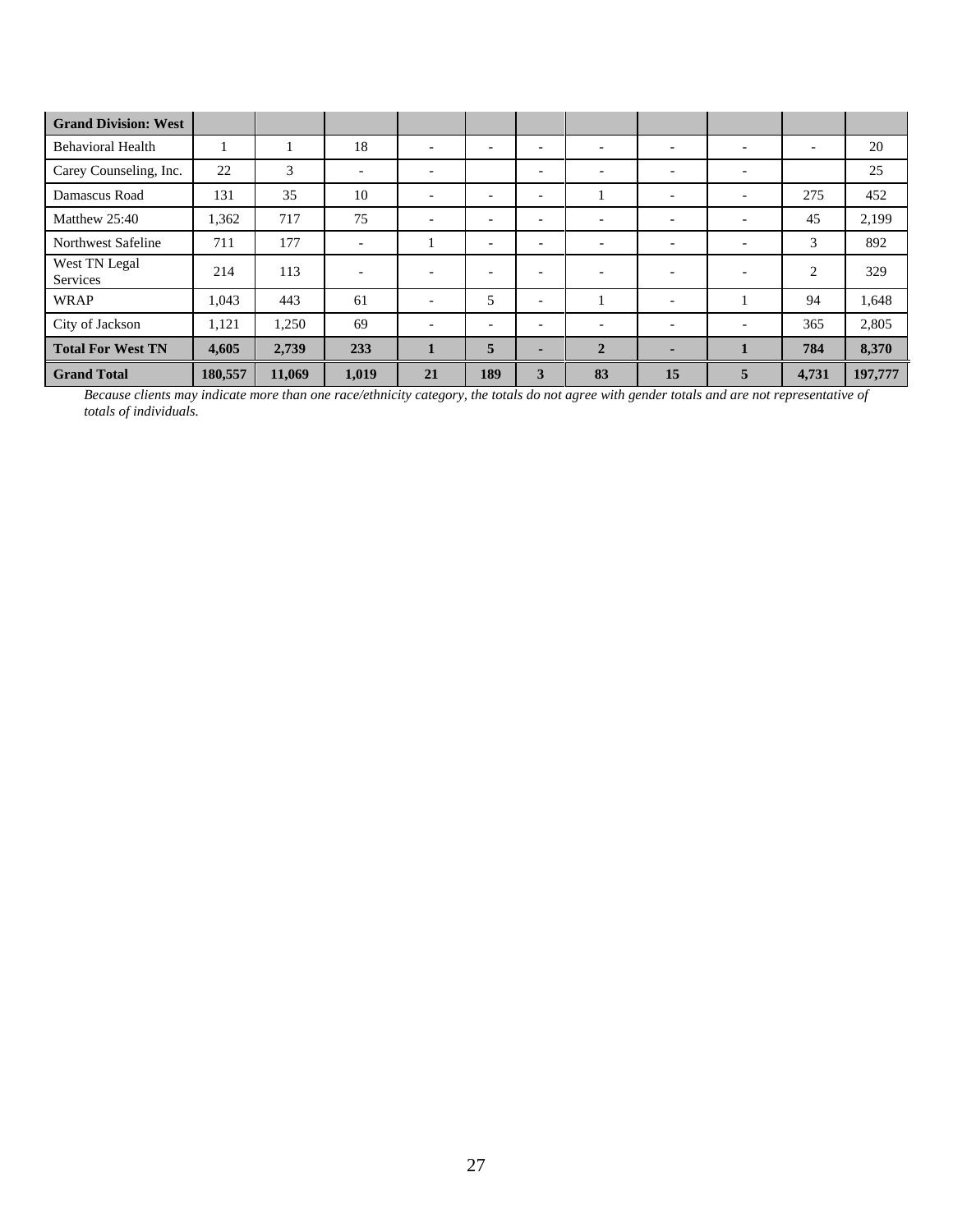| Grand Division: West | | | | | | | | | | | |
|---|---|---|---|---|---|---|---|---|---|---|---|
| Behavioral Health | 1 | 1 | 18 | - | - | - | - | - | - | - | 20 |
| Carey Counseling, Inc. | 22 | 3 | - | - | | - | - | - | - | | 25 |
| Damascus Road | 131 | 35 | 10 | - | - | - | 1 | - | - | 275 | 452 |
| Matthew 25:40 | 1,362 | 717 | 75 | - | - | - | - | - | - | 45 | 2,199 |
| Northwest Safeline | 711 | 177 | - | 1 | - | - | - | - | - | 3 | 892 |
| West TN Legal Services | 214 | 113 | - | - | - | - | - | - | - | 2 | 329 |
| WRAP | 1,043 | 443 | 61 | - | 5 | - | 1 | - | 1 | 94 | 1,648 |
| City of Jackson | 1,121 | 1,250 | 69 | - | - | - | - | - | - | 365 | 2,805 |
| **Total For West TN** | **4,605** | **2,739** | **233** | **1** | **5** | **-** | **2** | **-** | **1** | **784** | **8,370** |
| **Grand Total** | **180,557** | **11,069** | **1,019** | **21** | **189** | **3** | **83** | **15** | **5** | **4,731** | **197,777** |

*Because clients may indicate more than one race/ethnicity category, the totals do not agree with gender totals and are not representative of totals of individuals.*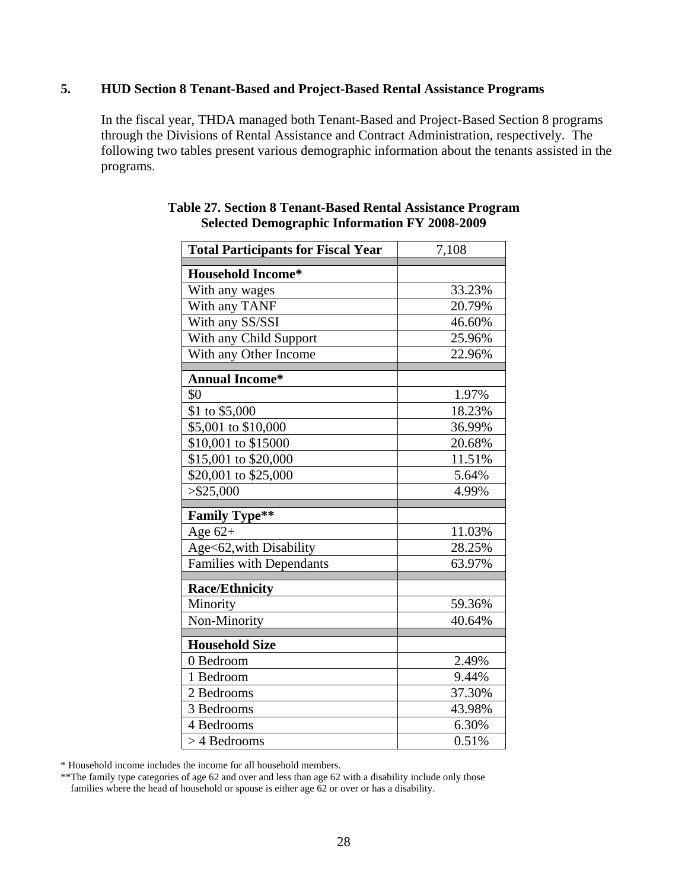## 5. HUD Section 8 Tenant-Based and Project-Based Rental Assistance Programs

In the fiscal year, THDA managed both Tenant-Based and Project-Based Section 8 programs through the Divisions of Rental Assistance and Contract Administration, respectively. The following two tables present various demographic information about the tenants assisted in the programs.

**Table 27. Section 8 Tenant-Based Rental Assistance Program Selected Demographic Information FY 2008-2009**

| **Total Participants for Fiscal Year** | 7,108 |
|---|---|
| **Household Income*** | |
| With any wages | 33.23% |
| With any TANF | 20.79% |
| With any SS/SSI | 46.60% |
| With any Child Support | 25.96% |
| With any Other Income | 22.96% |
| **Annual Income*** | |
| $0 | 1.97% |
| $1 to $5,000 | 18.23% |
| $5,001 to $10,000 | 36.99% |
| $10,001 to $15000 | 20.68% |
| $15,001 to $20,000 | 11.51% |
| $20,001 to $25,000 | 5.64% |
| >$25,000 | 4.99% |
| **Family Type**** | |
| Age 62+ | 11.03% |
| Age<62,with Disability | 28.25% |
| Families with Dependants | 63.97% |
| **Race/Ethnicity** | |
| Minority | 59.36% |
| Non-Minority | 40.64% |
| **Household Size** | |
| 0 Bedroom | 2.49% |
| 1 Bedroom | 9.44% |
| 2 Bedrooms | 37.30% |
| 3 Bedrooms | 43.98% |
| 4 Bedrooms | 6.30% |
| > 4 Bedrooms | 0.51% |

\* Household income includes the income for all household members.

**The family type categories of age 62 and over and less than age 62 with a disability include only those families where the head of household or spouse is either age 62 or over or has a disability.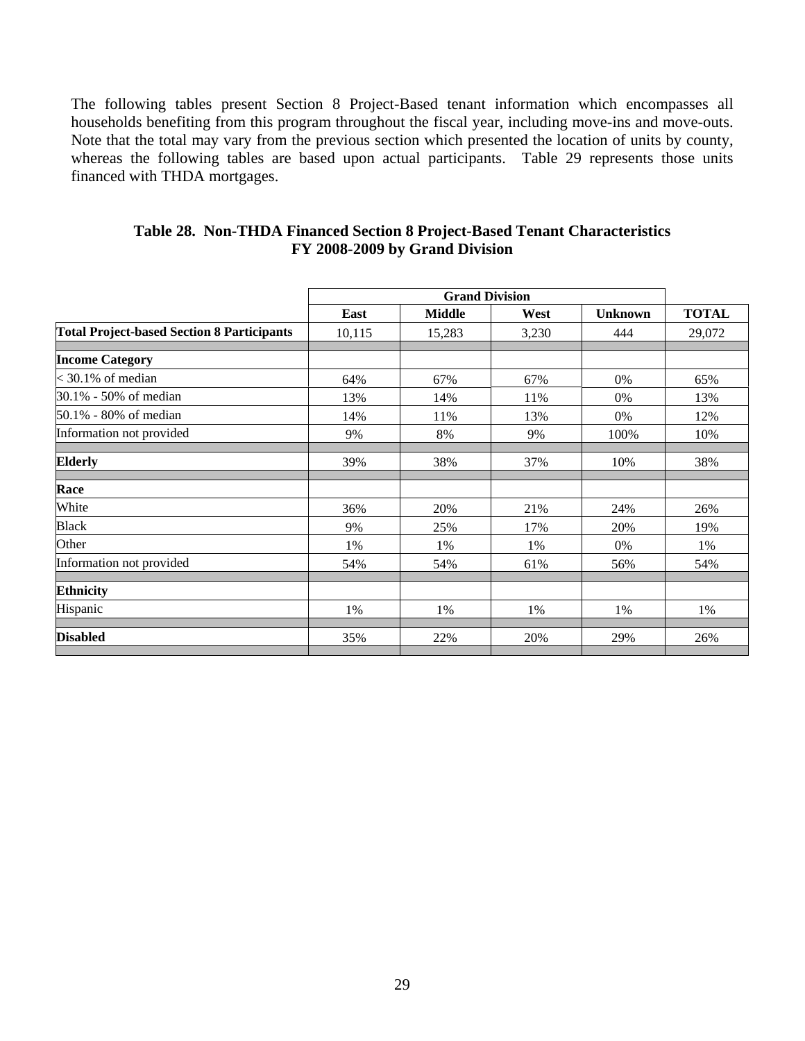The following tables present Section 8 Project-Based tenant information which encompasses all households benefiting from this program throughout the fiscal year, including move-ins and move-outs. Note that the total may vary from the previous section which presented the location of units by county, whereas the following tables are based upon actual participants. Table 29 represents those units financed with THDA mortgages.

**Table 28. Non-THDA Financed Section 8 Project-Based Tenant Characteristics FY 2008-2009 by Grand Division**

| | Grand Division | | | | |
|---|---|---|---|---|---|
| | **East** | **Middle** | **West** | **Unknown** | **TOTAL** |
| **Total Project-based Section 8 Participants** | 10,115 | 15,283 | 3,230 | 444 | 29,072 |
| **Income Category** | | | | | |
| < 30.1% of median | 64% | 67% | 67% | 0% | 65% |
| 30.1% - 50% of median | 13% | 14% | 11% | 0% | 13% |
| 50.1% - 80% of median | 14% | 11% | 13% | 0% | 12% |
| Information not provided | 9% | 8% | 9% | 100% | 10% |
| **Elderly** | 39% | 38% | 37% | 10% | 38% |
| **Race** | | | | | |
| White | 36% | 20% | 21% | 24% | 26% |
| Black | 9% | 25% | 17% | 20% | 19% |
| Other | 1% | 1% | 1% | 0% | 1% |
| Information not provided | 54% | 54% | 61% | 56% | 54% |
| **Ethnicity** | | | | | |
| Hispanic | 1% | 1% | 1% | 1% | 1% |
| **Disabled** | 35% | 22% | 20% | 29% | 26% |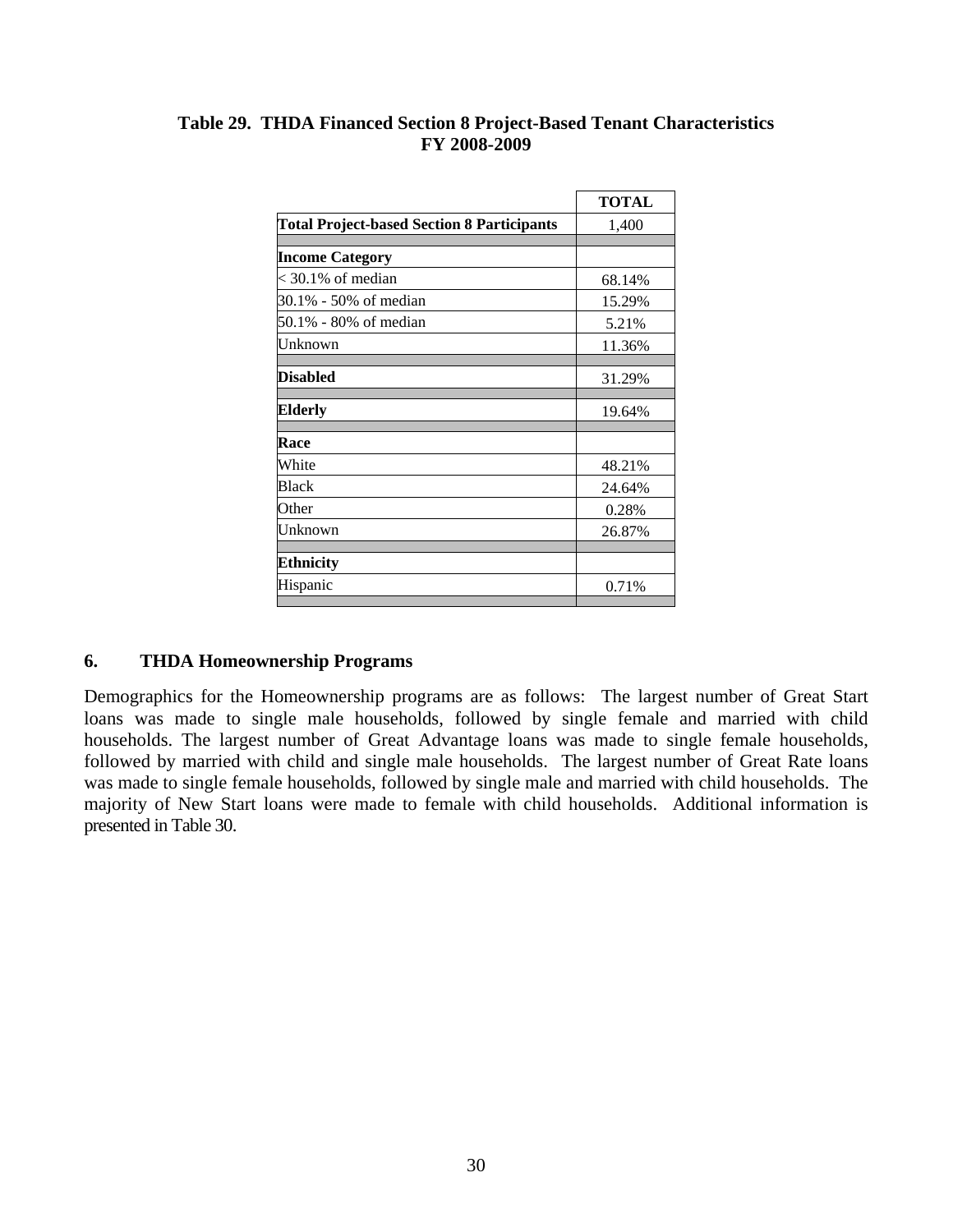**Table 29. THDA Financed Section 8 Project-Based Tenant Characteristics FY 2008-2009**

| | TOTAL |
|---|---|
| **Total Project-based Section 8 Participants** | 1,400 |
| | |
| **Income Category** | |
| < 30.1% of median | 68.14% |
| 30.1% - 50% of median | 15.29% |
| 50.1% - 80% of median | 5.21% |
| Unknown | 11.36% |
| | |
| **Disabled** | 31.29% |
| | |
| **Elderly** | 19.64% |
| | |
| **Race** | |
| White | 48.21% |
| Black | 24.64% |
| Other | 0.28% |
| Unknown | 26.87% |
| | |
| **Ethnicity** | |
| Hispanic | 0.71% |

## 6. THDA Homeownership Programs

Demographics for the Homeownership programs are as follows: The largest number of Great Start loans was made to single male households, followed by single female and married with child households. The largest number of Great Advantage loans was made to single female households, followed by married with child and single male households. The largest number of Great Rate loans was made to single female households, followed by single male and married with child households. The majority of New Start loans were made to female with child households. Additional information is presented in Table 30.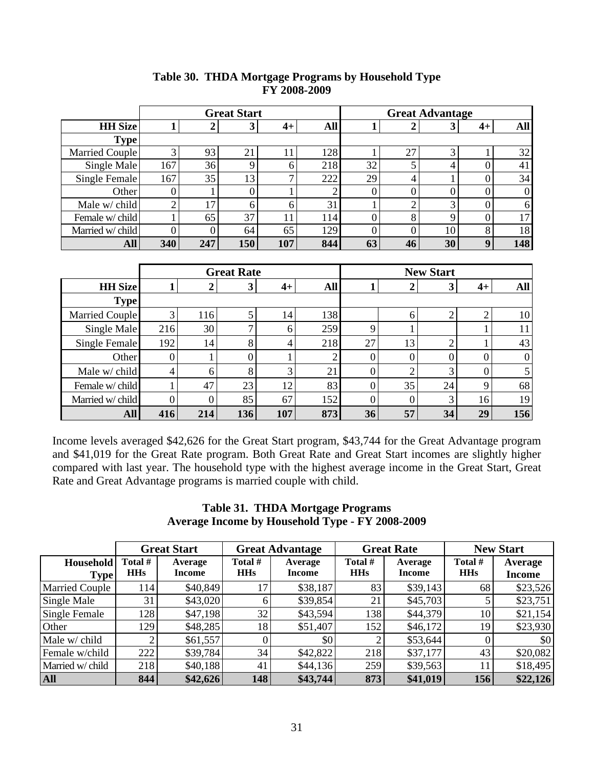**Table 30. THDA Mortgage Programs by Household Type FY 2008-2009**

| | Great Start | | | | | Great Advantage | | | | |
|---|---|---|---|---|---|---|---|---|---|---|
| **HH Size** | **1** | **2** | **3** | **4+** | **All** | **1** | **2** | **3** | **4+** | **All** |
| **Type** | | | | | | | | | | |
| Married Couple | 3 | 93 | 21 | 11 | 128 | 1 | 27 | 3 | 1 | 32 |
| Single Male | 167 | 36 | 9 | 6 | 218 | 32 | 5 | 4 | 0 | 41 |
| Single Female | 167 | 35 | 13 | 7 | 222 | 29 | 4 | 1 | 0 | 34 |
| Other | 0 | 1 | 0 | 1 | 2 | 0 | 0 | 0 | 0 | 0 |
| Male w/ child | 2 | 17 | 6 | 6 | 31 | 1 | 2 | 3 | 0 | 6 |
| Female w/ child | 1 | 65 | 37 | 11 | 114 | 0 | 8 | 9 | 0 | 17 |
| Married w/ child | 0 | 0 | 64 | 65 | 129 | 0 | 0 | 10 | 8 | 18 |
| **All** | **340** | **247** | **150** | **107** | **844** | **63** | **46** | **30** | **9** | **148** |

| | Great Rate | | | | | New Start | | | | |
|---|---|---|---|---|---|---|---|---|---|---|
| **HH Size** | **1** | **2** | **3** | **4+** | **All** | **1** | **2** | **3** | **4+** | **All** |
| **Type** | | | | | | | | | | |
| Married Couple | 3 | 116 | 5 | 14 | 138 | | 6 | 2 | 2 | 10 |
| Single Male | 216 | 30 | 7 | 6 | 259 | 9 | 1 | | 1 | 11 |
| Single Female | 192 | 14 | 8 | 4 | 218 | 27 | 13 | 2 | 1 | 43 |
| Other | 0 | 1 | 0 | 1 | 2 | 0 | 0 | 0 | 0 | 0 |
| Male w/ child | 4 | 6 | 8 | 3 | 21 | 0 | 2 | 3 | 0 | 5 |
| Female w/ child | 1 | 47 | 23 | 12 | 83 | 0 | 35 | 24 | 9 | 68 |
| Married w/ child | 0 | 0 | 85 | 67 | 152 | 0 | 0 | 3 | 16 | 19 |
| **All** | **416** | **214** | **136** | **107** | **873** | **36** | **57** | **34** | **29** | **156** |

Income levels averaged $42,626 for the Great Start program, $43,744 for the Great Advantage program and $41,019 for the Great Rate program. Both Great Rate and Great Start incomes are slightly higher compared with last year. The household type with the highest average income in the Great Start, Great Rate and Great Advantage programs is married couple with child.

**Table 31. THDA Mortgage Programs Average Income by Household Type - FY 2008-2009**

| | Great Start | | Great Advantage | | Great Rate | | New Start | |
|---|---|---|---|---|---|---|---|---|
| **Household Type** | **Total # HHs** | **Average Income** | **Total # HHs** | **Average Income** | **Total # HHs** | **Average Income** | **Total # HHs** | **Average Income** |
| Married Couple | 114 | $40,849 | 17 | $38,187 | 83 | $39,143 | 68 | $23,526 |
| Single Male | 31 | $43,020 | 6 | $39,854 | 21 | $45,703 | 5 | $23,751 |
| Single Female | 128 | $47,198 | 32 | $43,594 | 138 | $44,379 | 10 | $21,154 |
| Other | 129 | $48,285 | 18 | $51,407 | 152 | $46,172 | 19 | $23,930 |
| Male w/ child | 2 | $61,557 | 0 | $0 | 2 | $53,644 | 0 | $0 |
| Female w/child | 222 | $39,784 | 34 | $42,822 | 218 | $37,177 | 43 | $20,082 |
| Married w/ child | 218 | $40,188 | 41 | $44,136 | 259 | $39,563 | 11 | $18,495 |
| **All** | **844** | **$42,626** | **148** | **$43,744** | **873** | **$41,019** | **156** | **$22,126** |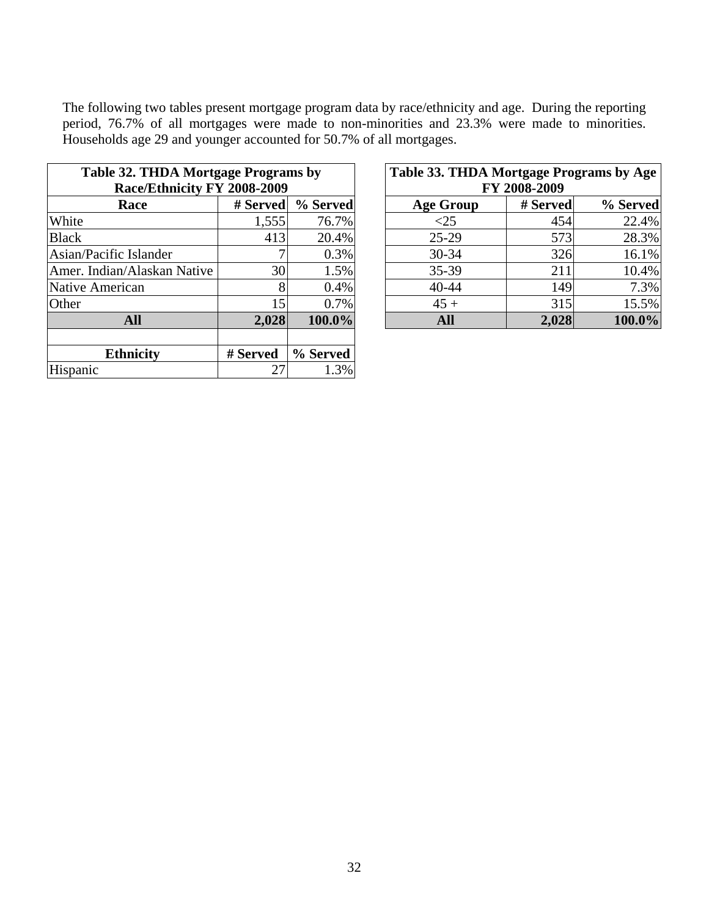The following two tables present mortgage program data by race/ethnicity and age. During the reporting period, 76.7% of all mortgages were made to non-minorities and 23.3% were made to minorities. Households age 29 and younger accounted for 50.7% of all mortgages.

**Table 32. THDA Mortgage Programs by Race/Ethnicity FY 2008-2009**

| Race | # Served | % Served |
|---|---|---|
| White | 1,555 | 76.7% |
| Black | 413 | 20.4% |
| Asian/Pacific Islander | 7 | 0.3% |
| Amer. Indian/Alaskan Native | 30 | 1.5% |
| Native American | 8 | 0.4% |
| Other | 15 | 0.7% |
| **All** | **2,028** | **100.0%** |
| | | |
| **Ethnicity** | **# Served** | **% Served** |
| Hispanic | 27 | 1.3% |

**Table 33. THDA Mortgage Programs by Age FY 2008-2009**

| Age Group | # Served | % Served |
|---|---|---|
| <25 | 454 | 22.4% |
| 25-29 | 573 | 28.3% |
| 30-34 | 326 | 16.1% |
| 35-39 | 211 | 10.4% |
| 40-44 | 149 | 7.3% |
| 45 + | 315 | 15.5% |
| **All** | **2,028** | **100.0%** |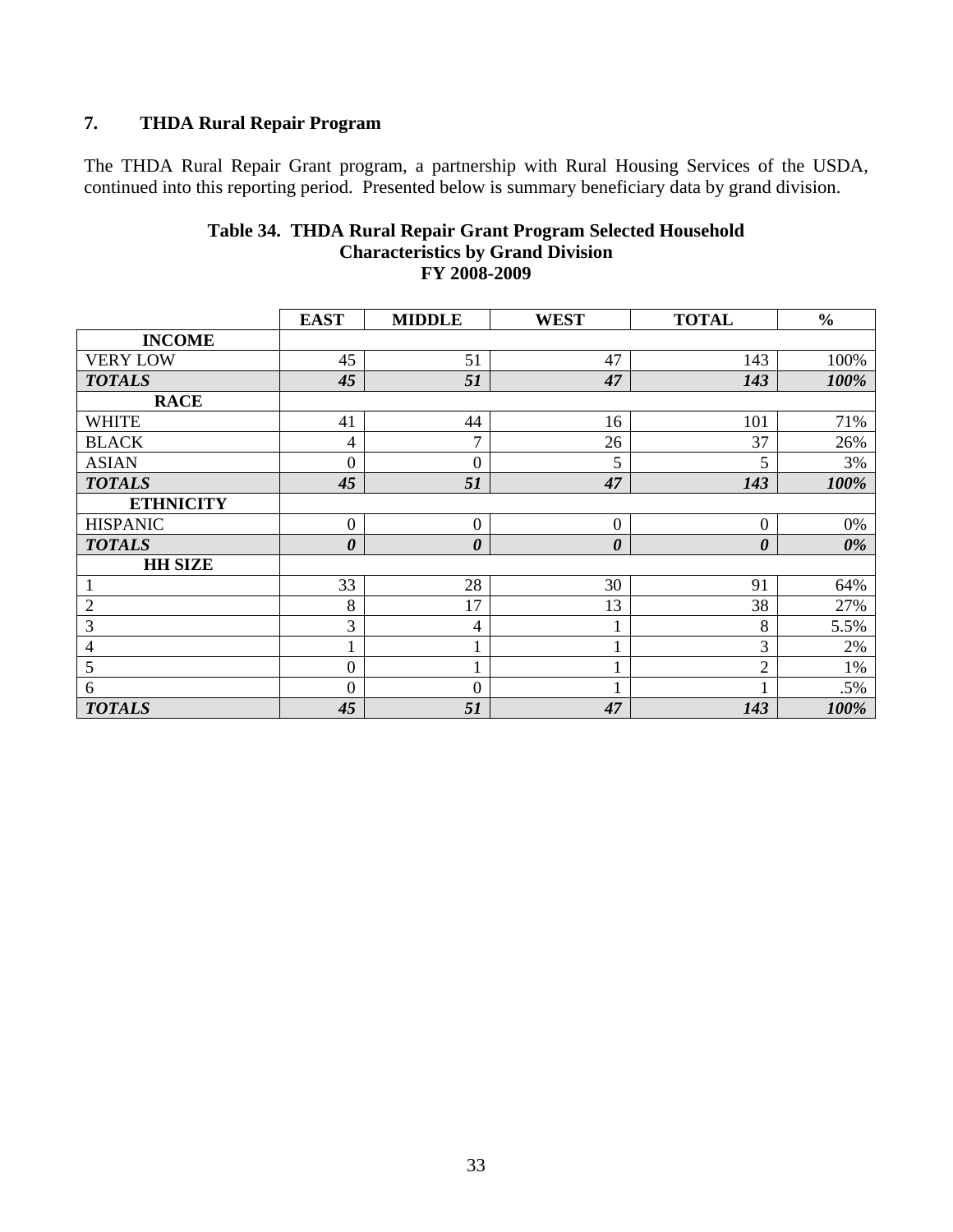## 7. THDA Rural Repair Program

The THDA Rural Repair Grant program, a partnership with Rural Housing Services of the USDA, continued into this reporting period. Presented below is summary beneficiary data by grand division.

**Table 34. THDA Rural Repair Grant Program Selected Household Characteristics by Grand Division FY 2008-2009**

| | EAST | MIDDLE | WEST | TOTAL | % |
|---|---|---|---|---|---|
| **INCOME** | | | | | |
| VERY LOW | 45 | 51 | 47 | 143 | 100% |
| ***TOTALS*** | ***45*** | ***51*** | ***47*** | ***143*** | ***100%*** |
| **RACE** | | | | | |
| WHITE | 41 | 44 | 16 | 101 | 71% |
| BLACK | 4 | 7 | 26 | 37 | 26% |
| ASIAN | 0 | 0 | 5 | 5 | 3% |
| ***TOTALS*** | ***45*** | ***51*** | ***47*** | ***143*** | ***100%*** |
| **ETHNICITY** | | | | | |
| HISPANIC | 0 | 0 | 0 | 0 | 0% |
| ***TOTALS*** | ***0*** | ***0*** | ***0*** | ***0*** | ***0%*** |
| **HH SIZE** | | | | | |
| 1 | 33 | 28 | 30 | 91 | 64% |
| 2 | 8 | 17 | 13 | 38 | 27% |
| 3 | 3 | 4 | 1 | 8 | 5.5% |
| 4 | 1 | 1 | 1 | 3 | 2% |
| 5 | 0 | 1 | 1 | 2 | 1% |
| 6 | 0 | 0 | 1 | 1 | .5% |
| ***TOTALS*** | ***45*** | ***51*** | ***47*** | ***143*** | ***100%*** |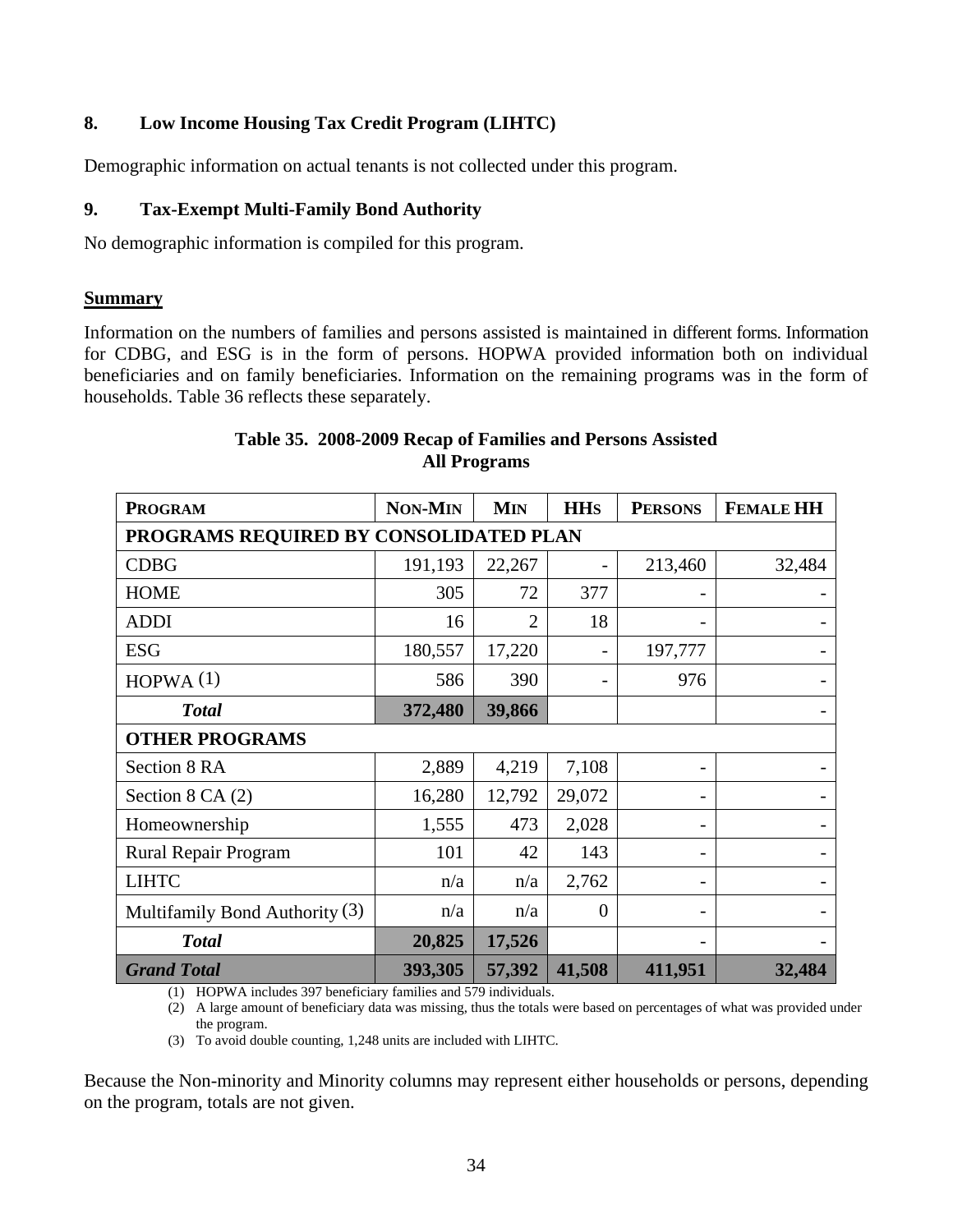### 8. Low Income Housing Tax Credit Program (LIHTC)

Demographic information on actual tenants is not collected under this program.

### 9. Tax-Exempt Multi-Family Bond Authority

No demographic information is compiled for this program.

### Summary

Information on the numbers of families and persons assisted is maintained in different forms. Information for CDBG, and ESG is in the form of persons. HOPWA provided information both on individual beneficiaries and on family beneficiaries. Information on the remaining programs was in the form of households. Table 36 reflects these separately.

**Table 35. 2008-2009 Recap of Families and Persons Assisted**
**All Programs**

| PROGRAM | NON-MIN | MIN | HHS | PERSONS | FEMALE HH |
|---|---|---|---|---|---|
| **PROGRAMS REQUIRED BY CONSOLIDATED PLAN** | | | | | |
| CDBG | 191,193 | 22,267 | - | 213,460 | 32,484 |
| HOME | 305 | 72 | 377 | - | - |
| ADDI | 16 | 2 | 18 | - | - |
| ESG | 180,557 | 17,220 | - | 197,777 | - |
| HOPWA (1) | 586 | 390 | - | 976 | - |
| ***Total*** | **372,480** | **39,866** | | | - |
| **OTHER PROGRAMS** | | | | | |
| Section 8 RA | 2,889 | 4,219 | 7,108 | - | - |
| Section 8 CA (2) | 16,280 | 12,792 | 29,072 | - | - |
| Homeownership | 1,555 | 473 | 2,028 | - | - |
| Rural Repair Program | 101 | 42 | 143 | - | - |
| LIHTC | n/a | n/a | 2,762 | - | - |
| Multifamily Bond Authority (3) | n/a | n/a | 0 | - | - |
| ***Total*** | **20,825** | **17,526** | | - | - |
| ***Grand Total*** | **393,305** | **57,392** | **41,508** | **411,951** | **32,484** |

(1) HOPWA includes 397 beneficiary families and 579 individuals.
(2) A large amount of beneficiary data was missing, thus the totals were based on percentages of what was provided under the program.
(3) To avoid double counting, 1,248 units are included with LIHTC.

Because the Non-minority and Minority columns may represent either households or persons, depending on the program, totals are not given.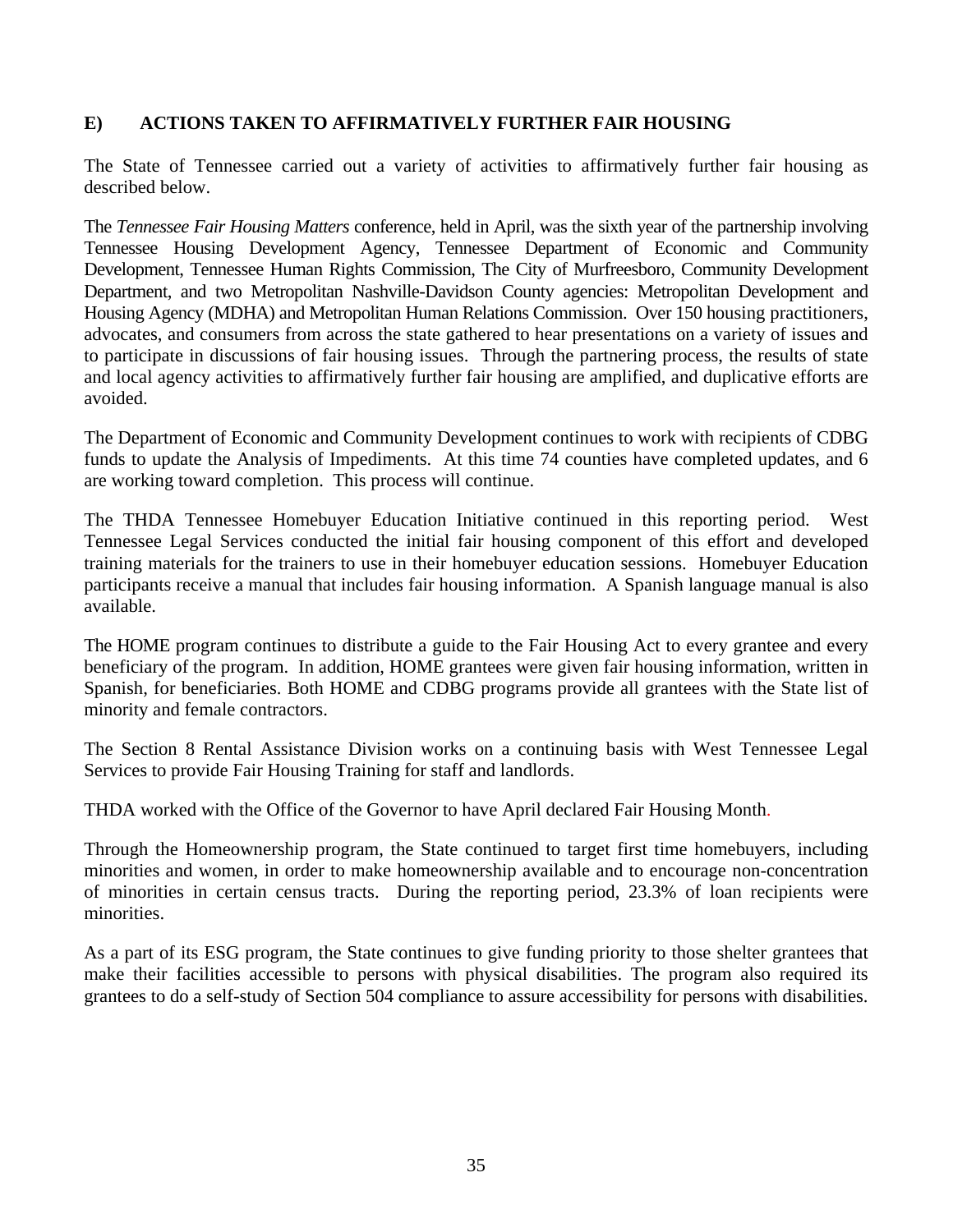## E) ACTIONS TAKEN TO AFFIRMATIVELY FURTHER FAIR HOUSING

The State of Tennessee carried out a variety of activities to affirmatively further fair housing as described below.

The *Tennessee Fair Housing Matters* conference, held in April, was the sixth year of the partnership involving Tennessee Housing Development Agency, Tennessee Department of Economic and Community Development, Tennessee Human Rights Commission, The City of Murfreesboro, Community Development Department, and two Metropolitan Nashville-Davidson County agencies: Metropolitan Development and Housing Agency (MDHA) and Metropolitan Human Relations Commission. Over 150 housing practitioners, advocates, and consumers from across the state gathered to hear presentations on a variety of issues and to participate in discussions of fair housing issues. Through the partnering process, the results of state and local agency activities to affirmatively further fair housing are amplified, and duplicative efforts are avoided.

The Department of Economic and Community Development continues to work with recipients of CDBG funds to update the Analysis of Impediments. At this time 74 counties have completed updates, and 6 are working toward completion. This process will continue.

The THDA Tennessee Homebuyer Education Initiative continued in this reporting period. West Tennessee Legal Services conducted the initial fair housing component of this effort and developed training materials for the trainers to use in their homebuyer education sessions. Homebuyer Education participants receive a manual that includes fair housing information. A Spanish language manual is also available.

The HOME program continues to distribute a guide to the Fair Housing Act to every grantee and every beneficiary of the program. In addition, HOME grantees were given fair housing information, written in Spanish, for beneficiaries. Both HOME and CDBG programs provide all grantees with the State list of minority and female contractors.

The Section 8 Rental Assistance Division works on a continuing basis with West Tennessee Legal Services to provide Fair Housing Training for staff and landlords.

THDA worked with the Office of the Governor to have April declared Fair Housing Month.

Through the Homeownership program, the State continued to target first time homebuyers, including minorities and women, in order to make homeownership available and to encourage non-concentration of minorities in certain census tracts. During the reporting period, 23.3% of loan recipients were minorities.

As a part of its ESG program, the State continues to give funding priority to those shelter grantees that make their facilities accessible to persons with physical disabilities. The program also required its grantees to do a self-study of Section 504 compliance to assure accessibility for persons with disabilities.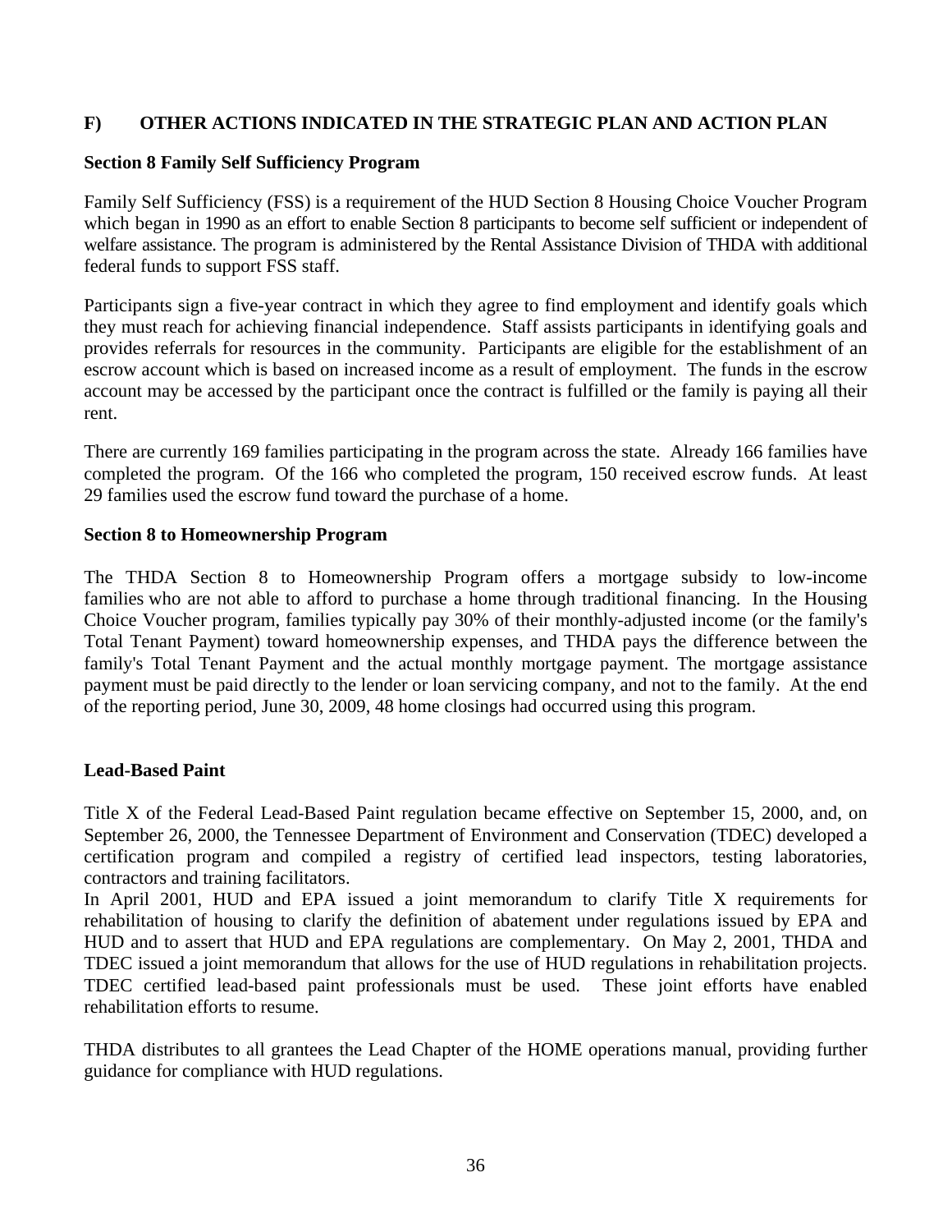## F) OTHER ACTIONS INDICATED IN THE STRATEGIC PLAN AND ACTION PLAN

### Section 8 Family Self Sufficiency Program

Family Self Sufficiency (FSS) is a requirement of the HUD Section 8 Housing Choice Voucher Program which began in 1990 as an effort to enable Section 8 participants to become self sufficient or independent of welfare assistance. The program is administered by the Rental Assistance Division of THDA with additional federal funds to support FSS staff.

Participants sign a five-year contract in which they agree to find employment and identify goals which they must reach for achieving financial independence. Staff assists participants in identifying goals and provides referrals for resources in the community. Participants are eligible for the establishment of an escrow account which is based on increased income as a result of employment. The funds in the escrow account may be accessed by the participant once the contract is fulfilled or the family is paying all their rent.

There are currently 169 families participating in the program across the state. Already 166 families have completed the program. Of the 166 who completed the program, 150 received escrow funds. At least 29 families used the escrow fund toward the purchase of a home.

### Section 8 to Homeownership Program

The THDA Section 8 to Homeownership Program offers a mortgage subsidy to low-income families who are not able to afford to purchase a home through traditional financing. In the Housing Choice Voucher program, families typically pay 30% of their monthly-adjusted income (or the family's Total Tenant Payment) toward homeownership expenses, and THDA pays the difference between the family's Total Tenant Payment and the actual monthly mortgage payment. The mortgage assistance payment must be paid directly to the lender or loan servicing company, and not to the family. At the end of the reporting period, June 30, 2009, 48 home closings had occurred using this program.

### Lead-Based Paint

Title X of the Federal Lead-Based Paint regulation became effective on September 15, 2000, and, on September 26, 2000, the Tennessee Department of Environment and Conservation (TDEC) developed a certification program and compiled a registry of certified lead inspectors, testing laboratories, contractors and training facilitators.

In April 2001, HUD and EPA issued a joint memorandum to clarify Title X requirements for rehabilitation of housing to clarify the definition of abatement under regulations issued by EPA and HUD and to assert that HUD and EPA regulations are complementary. On May 2, 2001, THDA and TDEC issued a joint memorandum that allows for the use of HUD regulations in rehabilitation projects. TDEC certified lead-based paint professionals must be used. These joint efforts have enabled rehabilitation efforts to resume.

THDA distributes to all grantees the Lead Chapter of the HOME operations manual, providing further guidance for compliance with HUD regulations.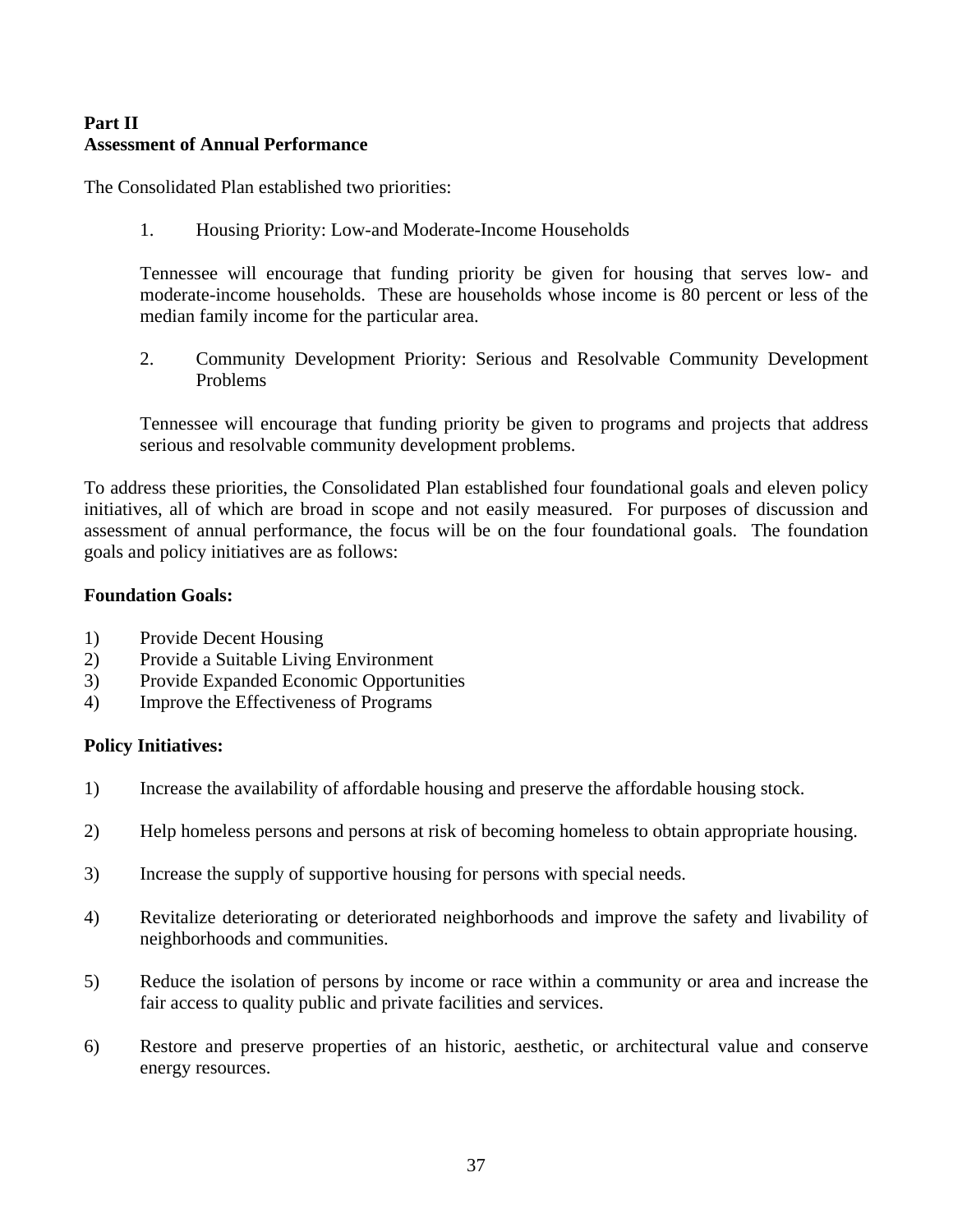**Part II**
**Assessment of Annual Performance**

The Consolidated Plan established two priorities:

1. Housing Priority: Low-and Moderate-Income Households

   Tennessee will encourage that funding priority be given for housing that serves low- and moderate-income households. These are households whose income is 80 percent or less of the median family income for the particular area.

2. Community Development Priority: Serious and Resolvable Community Development Problems

   Tennessee will encourage that funding priority be given to programs and projects that address serious and resolvable community development problems.

To address these priorities, the Consolidated Plan established four foundational goals and eleven policy initiatives, all of which are broad in scope and not easily measured. For purposes of discussion and assessment of annual performance, the focus will be on the four foundational goals. The foundation goals and policy initiatives are as follows:

**Foundation Goals:**

1) Provide Decent Housing
2) Provide a Suitable Living Environment
3) Provide Expanded Economic Opportunities
4) Improve the Effectiveness of Programs

**Policy Initiatives:**

1) Increase the availability of affordable housing and preserve the affordable housing stock.

2) Help homeless persons and persons at risk of becoming homeless to obtain appropriate housing.

3) Increase the supply of supportive housing for persons with special needs.

4) Revitalize deteriorating or deteriorated neighborhoods and improve the safety and livability of neighborhoods and communities.

5) Reduce the isolation of persons by income or race within a community or area and increase the fair access to quality public and private facilities and services.

6) Restore and preserve properties of an historic, aesthetic, or architectural value and conserve energy resources.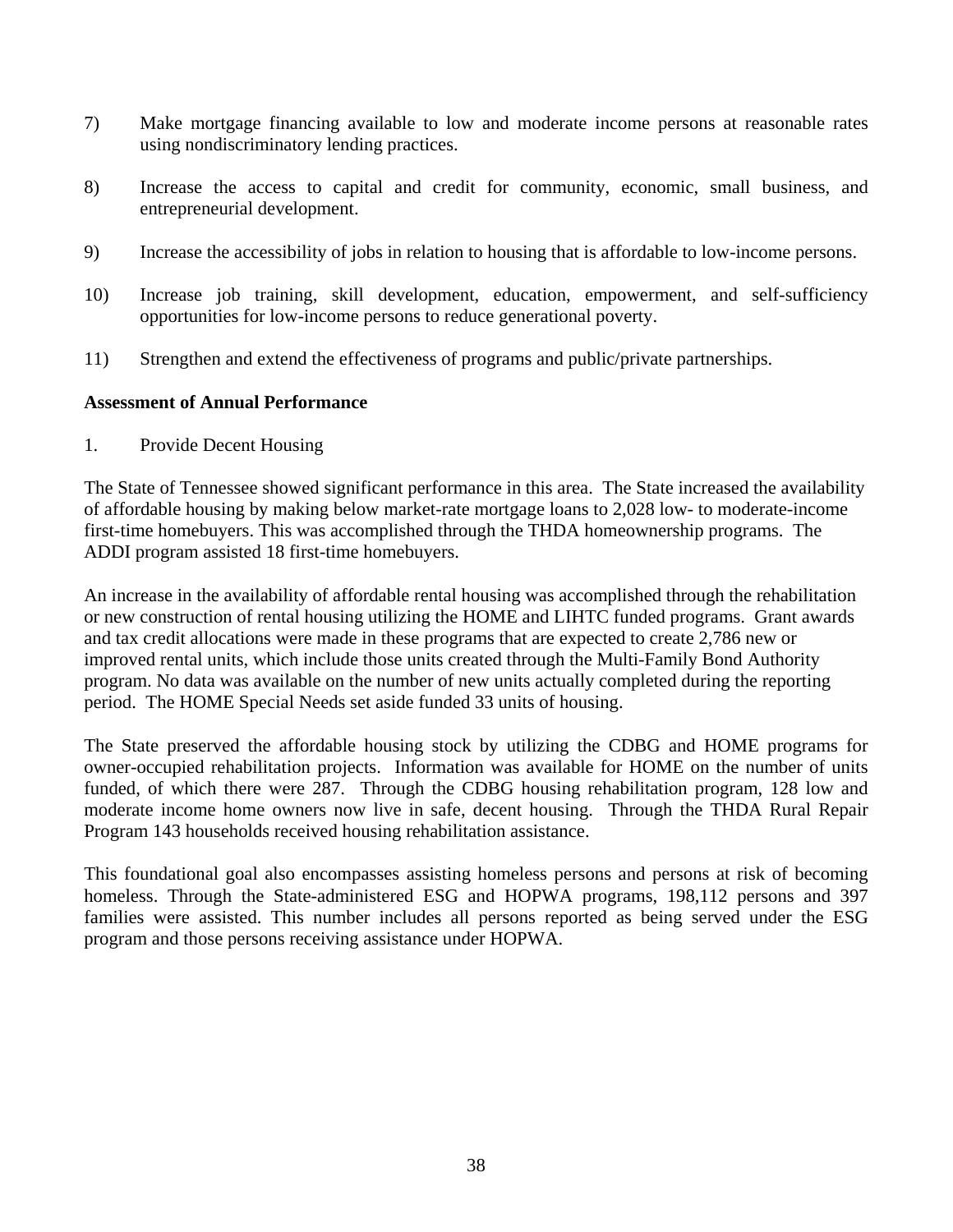7) Make mortgage financing available to low and moderate income persons at reasonable rates using nondiscriminatory lending practices.

8) Increase the access to capital and credit for community, economic, small business, and entrepreneurial development.

9) Increase the accessibility of jobs in relation to housing that is affordable to low-income persons.

10) Increase job training, skill development, education, empowerment, and self-sufficiency opportunities for low-income persons to reduce generational poverty.

11) Strengthen and extend the effectiveness of programs and public/private partnerships.

**Assessment of Annual Performance**

1. Provide Decent Housing

The State of Tennessee showed significant performance in this area. The State increased the availability of affordable housing by making below market-rate mortgage loans to 2,028 low- to moderate-income first-time homebuyers. This was accomplished through the THDA homeownership programs. The ADDI program assisted 18 first-time homebuyers.

An increase in the availability of affordable rental housing was accomplished through the rehabilitation or new construction of rental housing utilizing the HOME and LIHTC funded programs. Grant awards and tax credit allocations were made in these programs that are expected to create 2,786 new or improved rental units, which include those units created through the Multi-Family Bond Authority program. No data was available on the number of new units actually completed during the reporting period. The HOME Special Needs set aside funded 33 units of housing.

The State preserved the affordable housing stock by utilizing the CDBG and HOME programs for owner-occupied rehabilitation projects. Information was available for HOME on the number of units funded, of which there were 287. Through the CDBG housing rehabilitation program, 128 low and moderate income home owners now live in safe, decent housing. Through the THDA Rural Repair Program 143 households received housing rehabilitation assistance.

This foundational goal also encompasses assisting homeless persons and persons at risk of becoming homeless. Through the State-administered ESG and HOPWA programs, 198,112 persons and 397 families were assisted. This number includes all persons reported as being served under the ESG program and those persons receiving assistance under HOPWA.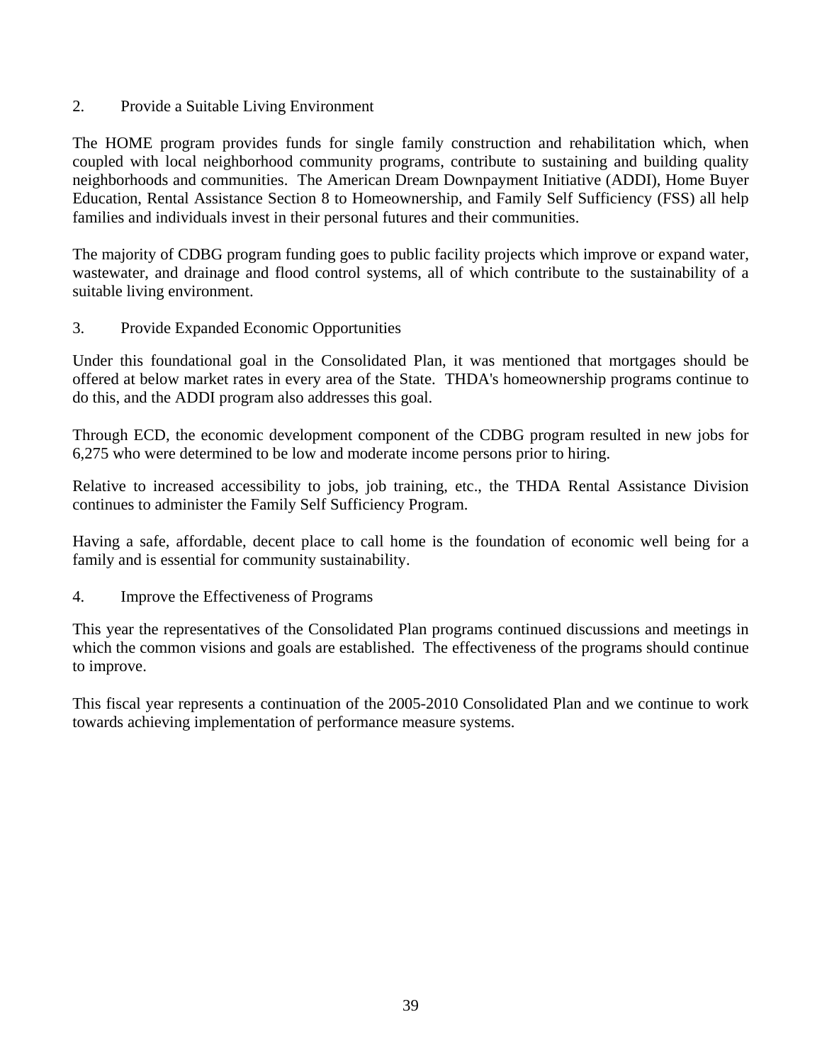2. Provide a Suitable Living Environment

The HOME program provides funds for single family construction and rehabilitation which, when coupled with local neighborhood community programs, contribute to sustaining and building quality neighborhoods and communities. The American Dream Downpayment Initiative (ADDI), Home Buyer Education, Rental Assistance Section 8 to Homeownership, and Family Self Sufficiency (FSS) all help families and individuals invest in their personal futures and their communities.

The majority of CDBG program funding goes to public facility projects which improve or expand water, wastewater, and drainage and flood control systems, all of which contribute to the sustainability of a suitable living environment.

3. Provide Expanded Economic Opportunities

Under this foundational goal in the Consolidated Plan, it was mentioned that mortgages should be offered at below market rates in every area of the State. THDA's homeownership programs continue to do this, and the ADDI program also addresses this goal.

Through ECD, the economic development component of the CDBG program resulted in new jobs for 6,275 who were determined to be low and moderate income persons prior to hiring.

Relative to increased accessibility to jobs, job training, etc., the THDA Rental Assistance Division continues to administer the Family Self Sufficiency Program.

Having a safe, affordable, decent place to call home is the foundation of economic well being for a family and is essential for community sustainability.

4. Improve the Effectiveness of Programs

This year the representatives of the Consolidated Plan programs continued discussions and meetings in which the common visions and goals are established. The effectiveness of the programs should continue to improve.

This fiscal year represents a continuation of the 2005-2010 Consolidated Plan and we continue to work towards achieving implementation of performance measure systems.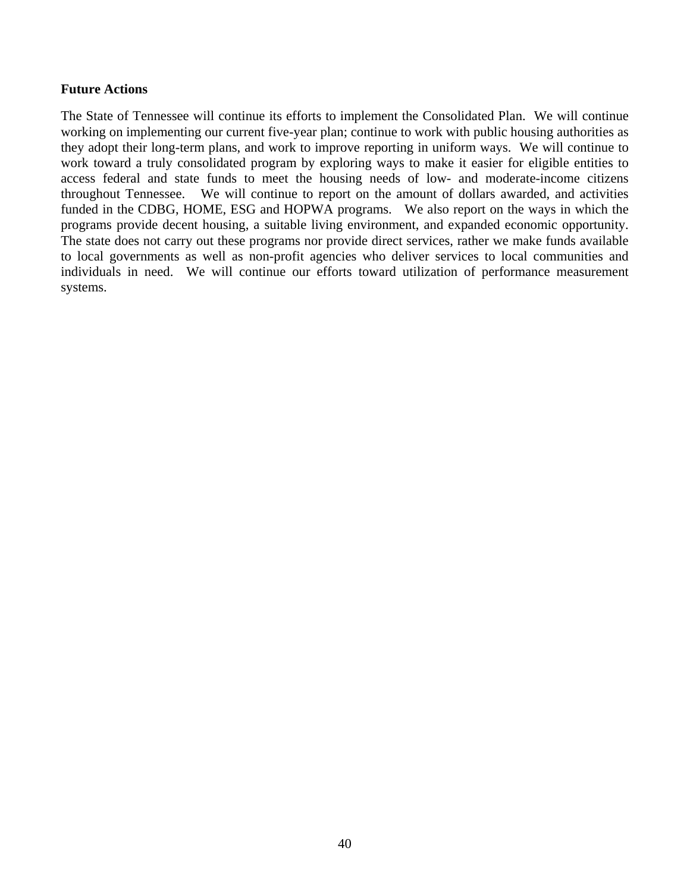**Future Actions**

The State of Tennessee will continue its efforts to implement the Consolidated Plan. We will continue working on implementing our current five-year plan; continue to work with public housing authorities as they adopt their long-term plans, and work to improve reporting in uniform ways. We will continue to work toward a truly consolidated program by exploring ways to make it easier for eligible entities to access federal and state funds to meet the housing needs of low- and moderate-income citizens throughout Tennessee. We will continue to report on the amount of dollars awarded, and activities funded in the CDBG, HOME, ESG and HOPWA programs. We also report on the ways in which the programs provide decent housing, a suitable living environment, and expanded economic opportunity. The state does not carry out these programs nor provide direct services, rather we make funds available to local governments as well as non-profit agencies who deliver services to local communities and individuals in need. We will continue our efforts toward utilization of performance measurement systems.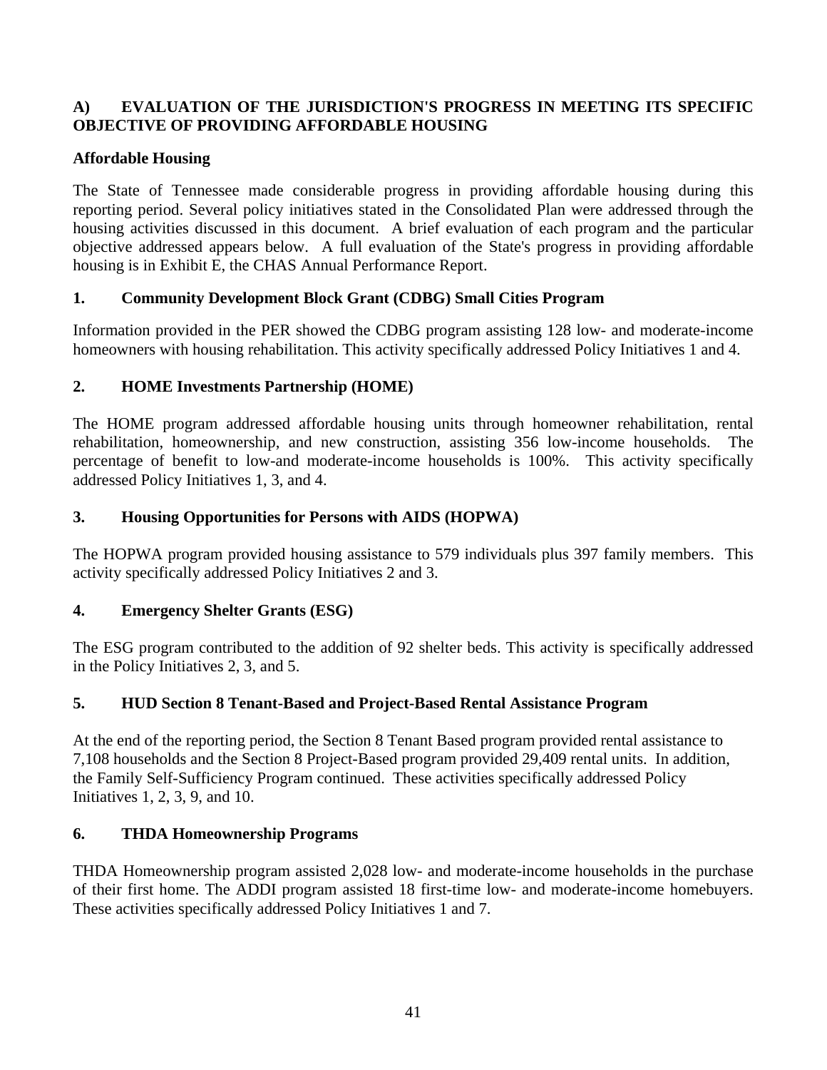## A) EVALUATION OF THE JURISDICTION'S PROGRESS IN MEETING ITS SPECIFIC OBJECTIVE OF PROVIDING AFFORDABLE HOUSING

### Affordable Housing

The State of Tennessee made considerable progress in providing affordable housing during this reporting period. Several policy initiatives stated in the Consolidated Plan were addressed through the housing activities discussed in this document. A brief evaluation of each program and the particular objective addressed appears below. A full evaluation of the State's progress in providing affordable housing is in Exhibit E, the CHAS Annual Performance Report.

### 1. Community Development Block Grant (CDBG) Small Cities Program

Information provided in the PER showed the CDBG program assisting 128 low- and moderate-income homeowners with housing rehabilitation. This activity specifically addressed Policy Initiatives 1 and 4.

### 2. HOME Investments Partnership (HOME)

The HOME program addressed affordable housing units through homeowner rehabilitation, rental rehabilitation, homeownership, and new construction, assisting 356 low-income households. The percentage of benefit to low-and moderate-income households is 100%. This activity specifically addressed Policy Initiatives 1, 3, and 4.

### 3. Housing Opportunities for Persons with AIDS (HOPWA)

The HOPWA program provided housing assistance to 579 individuals plus 397 family members. This activity specifically addressed Policy Initiatives 2 and 3.

### 4. Emergency Shelter Grants (ESG)

The ESG program contributed to the addition of 92 shelter beds. This activity is specifically addressed in the Policy Initiatives 2, 3, and 5.

### 5. HUD Section 8 Tenant-Based and Project-Based Rental Assistance Program

At the end of the reporting period, the Section 8 Tenant Based program provided rental assistance to 7,108 households and the Section 8 Project-Based program provided 29,409 rental units. In addition, the Family Self-Sufficiency Program continued. These activities specifically addressed Policy Initiatives 1, 2, 3, 9, and 10.

### 6. THDA Homeownership Programs

THDA Homeownership program assisted 2,028 low- and moderate-income households in the purchase of their first home. The ADDI program assisted 18 first-time low- and moderate-income homebuyers. These activities specifically addressed Policy Initiatives 1 and 7.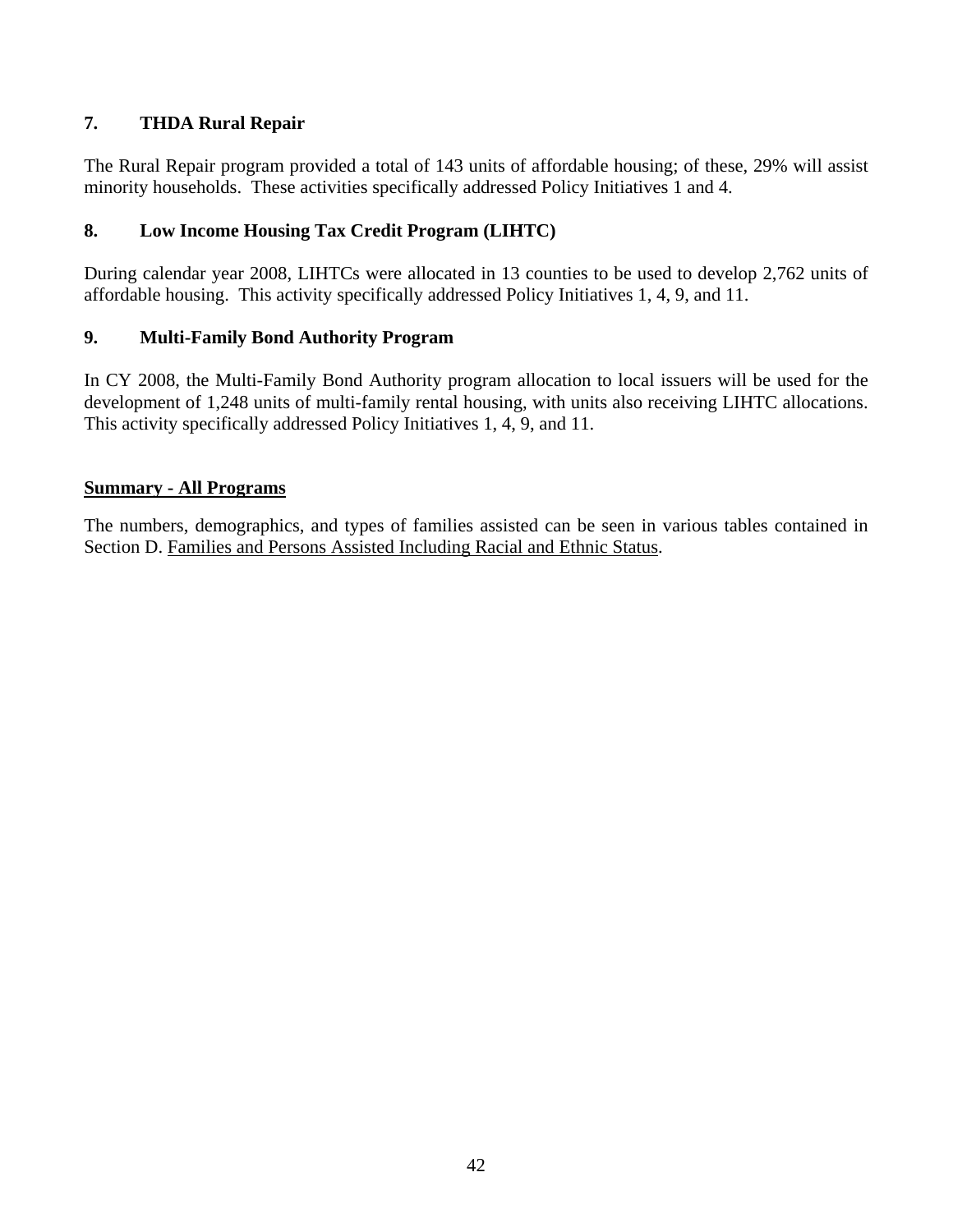### 7. THDA Rural Repair

The Rural Repair program provided a total of 143 units of affordable housing; of these, 29% will assist minority households. These activities specifically addressed Policy Initiatives 1 and 4.

### 8. Low Income Housing Tax Credit Program (LIHTC)

During calendar year 2008, LIHTCs were allocated in 13 counties to be used to develop 2,762 units of affordable housing. This activity specifically addressed Policy Initiatives 1, 4, 9, and 11.

### 9. Multi-Family Bond Authority Program

In CY 2008, the Multi-Family Bond Authority program allocation to local issuers will be used for the development of 1,248 units of multi-family rental housing, with units also receiving LIHTC allocations. This activity specifically addressed Policy Initiatives 1, 4, 9, and 11.

## Summary - All Programs

The numbers, demographics, and types of families assisted can be seen in various tables contained in Section D. Families and Persons Assisted Including Racial and Ethnic Status.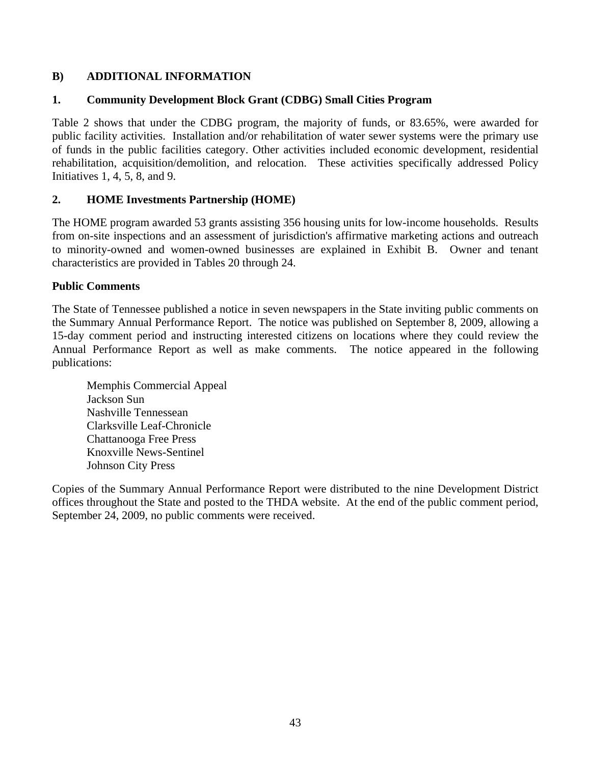## B) ADDITIONAL INFORMATION

### 1. Community Development Block Grant (CDBG) Small Cities Program

Table 2 shows that under the CDBG program, the majority of funds, or 83.65%, were awarded for public facility activities. Installation and/or rehabilitation of water sewer systems were the primary use of funds in the public facilities category. Other activities included economic development, residential rehabilitation, acquisition/demolition, and relocation. These activities specifically addressed Policy Initiatives 1, 4, 5, 8, and 9.

### 2. HOME Investments Partnership (HOME)

The HOME program awarded 53 grants assisting 356 housing units for low-income households. Results from on-site inspections and an assessment of jurisdiction's affirmative marketing actions and outreach to minority-owned and women-owned businesses are explained in Exhibit B. Owner and tenant characteristics are provided in Tables 20 through 24.

### Public Comments

The State of Tennessee published a notice in seven newspapers in the State inviting public comments on the Summary Annual Performance Report. The notice was published on September 8, 2009, allowing a 15-day comment period and instructing interested citizens on locations where they could review the Annual Performance Report as well as make comments. The notice appeared in the following publications:

Memphis Commercial Appeal
Jackson Sun
Nashville Tennessean
Clarksville Leaf-Chronicle
Chattanooga Free Press
Knoxville News-Sentinel
Johnson City Press

Copies of the Summary Annual Performance Report were distributed to the nine Development District offices throughout the State and posted to the THDA website. At the end of the public comment period, September 24, 2009, no public comments were received.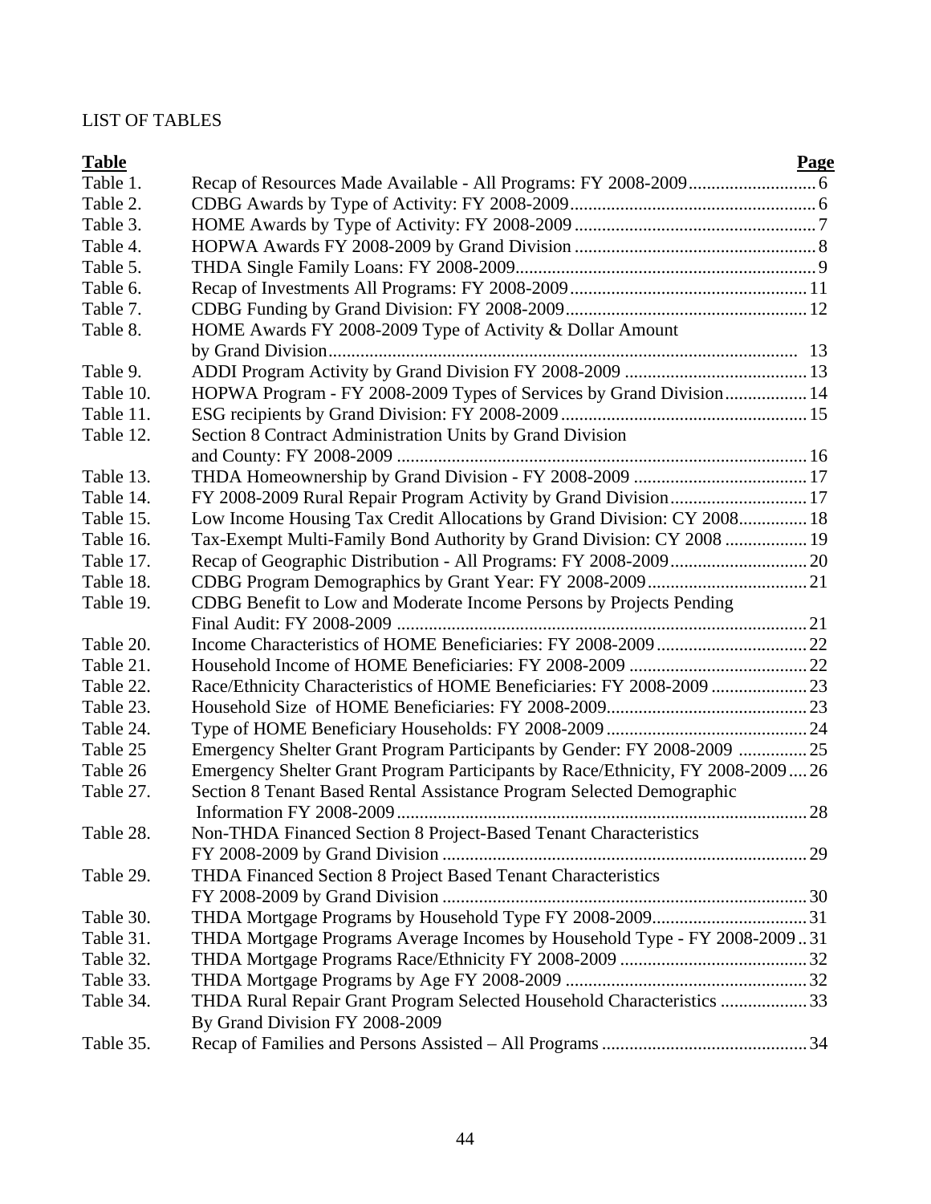LIST OF TABLES

| Table | | Page |
|---|---|---|
| Table 1. | Recap of Resources Made Available - All Programs: FY 2008-2009 | 6 |
| Table 2. | CDBG Awards by Type of Activity: FY 2008-2009 | 6 |
| Table 3. | HOME Awards by Type of Activity: FY 2008-2009 | 7 |
| Table 4. | HOPWA Awards FY 2008-2009 by Grand Division | 8 |
| Table 5. | THDA Single Family Loans: FY 2008-2009 | 9 |
| Table 6. | Recap of Investments All Programs: FY 2008-2009 | 11 |
| Table 7. | CDBG Funding by Grand Division: FY 2008-2009 | 12 |
| Table 8. | HOME Awards FY 2008-2009 Type of Activity & Dollar Amount by Grand Division | 13 |
| Table 9. | ADDI Program Activity by Grand Division FY 2008-2009 | 13 |
| Table 10. | HOPWA Program - FY 2008-2009 Types of Services by Grand Division | 14 |
| Table 11. | ESG recipients by Grand Division: FY 2008-2009 | 15 |
| Table 12. | Section 8 Contract Administration Units by Grand Division and County: FY 2008-2009 | 16 |
| Table 13. | THDA Homeownership by Grand Division - FY 2008-2009 | 17 |
| Table 14. | FY 2008-2009 Rural Repair Program Activity by Grand Division | 17 |
| Table 15. | Low Income Housing Tax Credit Allocations by Grand Division: CY 2008 | 18 |
| Table 16. | Tax-Exempt Multi-Family Bond Authority by Grand Division: CY 2008 | 19 |
| Table 17. | Recap of Geographic Distribution - All Programs: FY 2008-2009 | 20 |
| Table 18. | CDBG Program Demographics by Grant Year: FY 2008-2009 | 21 |
| Table 19. | CDBG Benefit to Low and Moderate Income Persons by Projects Pending Final Audit: FY 2008-2009 | 21 |
| Table 20. | Income Characteristics of HOME Beneficiaries: FY 2008-2009 | 22 |
| Table 21. | Household Income of HOME Beneficiaries: FY 2008-2009 | 22 |
| Table 22. | Race/Ethnicity Characteristics of HOME Beneficiaries: FY 2008-2009 | 23 |
| Table 23. | Household Size of HOME Beneficiaries: FY 2008-2009 | 23 |
| Table 24. | Type of HOME Beneficiary Households: FY 2008-2009 | 24 |
| Table 25 | Emergency Shelter Grant Program Participants by Gender: FY 2008-2009 | 25 |
| Table 26 | Emergency Shelter Grant Program Participants by Race/Ethnicity, FY 2008-2009 | 26 |
| Table 27. | Section 8 Tenant Based Rental Assistance Program Selected Demographic Information FY 2008-2009 | 28 |
| Table 28. | Non-THDA Financed Section 8 Project-Based Tenant Characteristics FY 2008-2009 by Grand Division | 29 |
| Table 29. | THDA Financed Section 8 Project Based Tenant Characteristics FY 2008-2009 by Grand Division | 30 |
| Table 30. | THDA Mortgage Programs by Household Type FY 2008-2009 | 31 |
| Table 31. | THDA Mortgage Programs Average Incomes by Household Type - FY 2008-2009 | 31 |
| Table 32. | THDA Mortgage Programs Race/Ethnicity FY 2008-2009 | 32 |
| Table 33. | THDA Mortgage Programs by Age FY 2008-2009 | 32 |
| Table 34. | THDA Rural Repair Grant Program Selected Household Characteristics By Grand Division FY 2008-2009 | 33 |
| Table 35. | Recap of Families and Persons Assisted – All Programs | 34 |